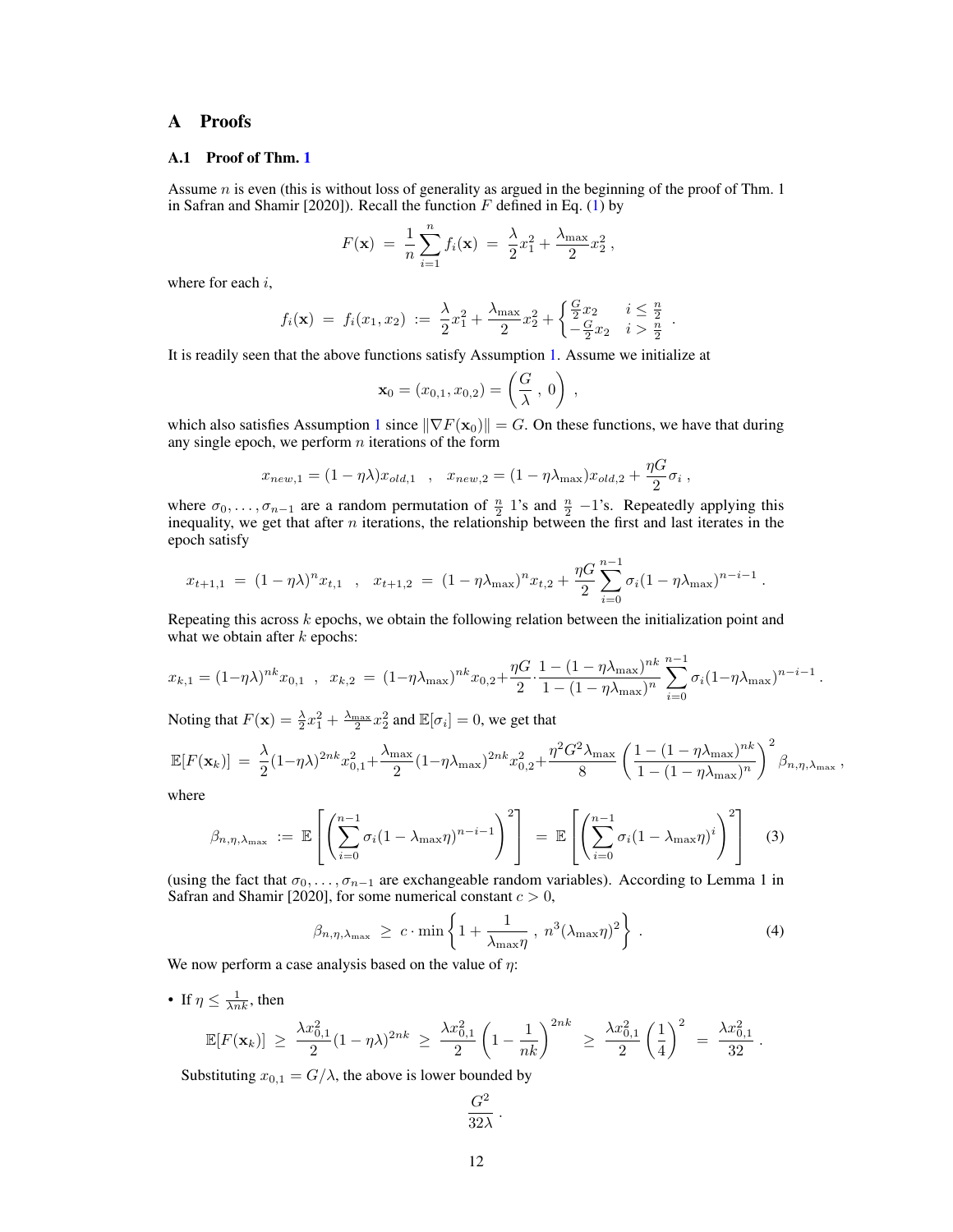## A Proofs

### A.1 Proof of Thm. 1

Assume $n$ is even (this is without loss of generality as argued in the beginning of the proof of Thm. 1 in Safran and Shamir [2020]). Recall the function $F$ defined in Eq. (1) by

$$F(\mathbf{x}) \;=\; \frac{1}{n}\sum_{i=1}^{n} f_i(\mathbf{x}) \;=\; \frac{\lambda}{2}x_1^2 + \frac{\lambda_{\max}}{2}x_2^2\,,$$

where for each $i$,

$$f_i(\mathbf{x}) \;=\; f_i(x_1,x_2) \;:=\; \frac{\lambda}{2}x_1^2 + \frac{\lambda_{\max}}{2}x_2^2 + \begin{cases} \frac{G}{2}x_2 & i \le \frac{n}{2} \\ -\frac{G}{2}x_2 & i > \frac{n}{2} \end{cases}.$$

It is readily seen that the above functions satisfy Assumption 1. Assume we initialize at

$$\mathbf{x}_0 = (x_{0,1}, x_{0,2}) = \left(\frac{G}{\lambda}\,,\,0\right)\,,$$

which also satisfies Assumption 1 since $\|\nabla F(\mathbf{x}_0)\| = G$. On these functions, we have that during any single epoch, we perform $n$ iterations of the form

$$x_{new,1} = (1-\eta\lambda)x_{old,1} \quad,\quad x_{new,2} = (1-\eta\lambda_{\max})x_{old,2} + \frac{\eta G}{2}\sigma_i\,,$$

where $\sigma_0,\ldots,\sigma_{n-1}$ are a random permutation of $\frac{n}{2}$ 1's and $\frac{n}{2}$ $-1$'s. Repeatedly applying this inequality, we get that after $n$ iterations, the relationship between the first and last iterates in the epoch satisfy

$$x_{t+1,1} \;=\; (1-\eta\lambda)^n x_{t,1} \quad,\quad x_{t+1,2} \;=\; (1-\eta\lambda_{\max})^n x_{t,2} + \frac{\eta G}{2}\sum_{i=0}^{n-1}\sigma_i(1-\eta\lambda_{\max})^{n-i-1}\,.$$

Repeating this across $k$ epochs, we obtain the following relation between the initialization point and what we obtain after $k$ epochs:

$$x_{k,1} = (1-\eta\lambda)^{nk}x_{0,1} \quad,\quad x_{k,2} \;=\; (1-\eta\lambda_{\max})^{nk}x_{0,2} + \frac{\eta G}{2}\cdot\frac{1-(1-\eta\lambda_{\max})^{nk}}{1-(1-\eta\lambda_{\max})^{n}}\sum_{i=0}^{n-1}\sigma_i(1-\eta\lambda_{\max})^{n-i-1}\,.$$

Noting that $F(\mathbf{x}) = \frac{\lambda}{2}x_1^2 + \frac{\lambda_{\max}}{2}x_2^2$ and $\mathbb{E}[\sigma_i] = 0$, we get that

$$\mathbb{E}[F(\mathbf{x}_k)] \;=\; \frac{\lambda}{2}(1-\eta\lambda)^{2nk}x_{0,1}^2 + \frac{\lambda_{\max}}{2}(1-\eta\lambda_{\max})^{2nk}x_{0,2}^2 + \frac{\eta^2G^2\lambda_{\max}}{8}\left(\frac{1-(1-\eta\lambda_{\max})^{nk}}{1-(1-\eta\lambda_{\max})^{n}}\right)^2\beta_{n,\eta,\lambda_{\max}}\,,$$

where

$$\beta_{n,\eta,\lambda_{\max}} \;:=\; \mathbb{E}\left[\left(\sum_{i=0}^{n-1}\sigma_i(1-\lambda_{\max}\eta)^{n-i-1}\right)^2\right] \;=\; \mathbb{E}\left[\left(\sum_{i=0}^{n-1}\sigma_i(1-\lambda_{\max}\eta)^{i}\right)^2\right] \tag{3}$$

(using the fact that $\sigma_0,\ldots,\sigma_{n-1}$ are exchangeable random variables). According to Lemma 1 in Safran and Shamir [2020], for some numerical constant $c > 0$,

$$\beta_{n,\eta,\lambda_{\max}} \;\ge\; c\cdot\min\left\{1+\frac{1}{\lambda_{\max}\eta}\;,\;n^3(\lambda_{\max}\eta)^2\right\}\,. \tag{4}$$

We now perform a case analysis based on the value of $\eta$:

- If $\eta \le \frac{1}{\lambda nk}$, then

  $$\mathbb{E}[F(\mathbf{x}_k)] \;\ge\; \frac{\lambda x_{0,1}^2}{2}(1-\eta\lambda)^{2nk} \;\ge\; \frac{\lambda x_{0,1}^2}{2}\left(1-\frac{1}{nk}\right)^{2nk} \;\ge\; \frac{\lambda x_{0,1}^2}{2}\left(\frac{1}{4}\right)^2 \;=\; \frac{\lambda x_{0,1}^2}{32}\,.$$

  Substituting $x_{0,1} = G/\lambda$, the above is lower bounded by

  $$\frac{G^2}{32\lambda}\,.$$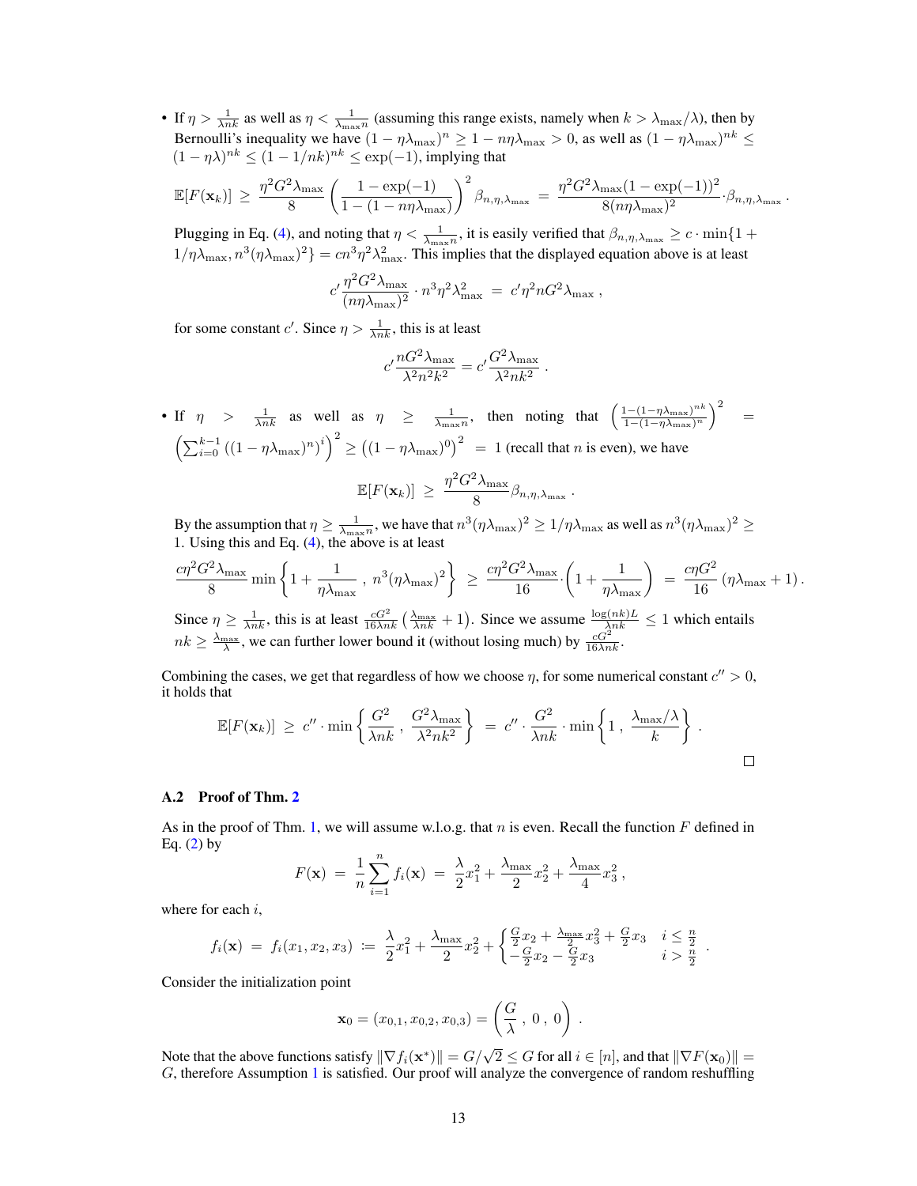- If $\eta > \frac{1}{\lambda nk}$ as well as $\eta < \frac{1}{\lambda_{\max} n}$ (assuming this range exists, namely when $k > \lambda_{\max}/\lambda$), then by Bernoulli's inequality we have $(1-\eta\lambda_{\max})^n \geq 1 - n\eta\lambda_{\max} > 0$, as well as $(1-\eta\lambda_{\max})^{nk} \leq (1-\eta\lambda)^{nk} \leq (1-1/nk)^{nk} \leq \exp(-1)$, implying that

$$\mathbb{E}[F(\mathbf{x}_k)] \;\geq\; \frac{\eta^2 G^2 \lambda_{\max}}{8}\left(\frac{1-\exp(-1)}{1-(1-n\eta\lambda_{\max})}\right)^2 \beta_{n,\eta,\lambda_{\max}} \;=\; \frac{\eta^2 G^2 \lambda_{\max}(1-\exp(-1))^2}{8(n\eta\lambda_{\max})^2}\cdot\beta_{n,\eta,\lambda_{\max}}\,.$$

Plugging in Eq. (4), and noting that $\eta < \frac{1}{\lambda_{\max} n}$, it is easily verified that $\beta_{n,\eta,\lambda_{\max}} \geq c\cdot\min\{1 + 1/\eta\lambda_{\max}, n^3(\eta\lambda_{\max})^2\} = cn^3\eta^2\lambda_{\max}^2$. This implies that the displayed equation above is at least

$$c'\frac{\eta^2 G^2\lambda_{\max}}{(n\eta\lambda_{\max})^2}\cdot n^3\eta^2\lambda_{\max}^2 \;=\; c'\eta^2 n G^2 \lambda_{\max}\,,$$

for some constant $c'$. Since $\eta > \frac{1}{\lambda nk}$, this is at least

$$c'\frac{nG^2\lambda_{\max}}{\lambda^2 n^2 k^2} = c'\frac{G^2\lambda_{\max}}{\lambda^2 nk^2}\,.$$

- If $\eta > \frac{1}{\lambda nk}$ as well as $\eta \geq \frac{1}{\lambda_{\max} n}$, then noting that $\left(\frac{1-(1-\eta\lambda_{\max})^{nk}}{1-(1-\eta\lambda_{\max})^n}\right)^2 = \left(\sum_{i=0}^{k-1}\left((1-\eta\lambda_{\max})^n\right)^i\right)^2 \geq \left((1-\eta\lambda_{\max})^0\right)^2 = 1$ (recall that $n$ is even), we have

$$\mathbb{E}[F(\mathbf{x}_k)] \;\geq\; \frac{\eta^2 G^2\lambda_{\max}}{8}\beta_{n,\eta,\lambda_{\max}}\,.$$

By the assumption that $\eta \geq \frac{1}{\lambda_{\max} n}$, we have that $n^3(\eta\lambda_{\max})^2 \geq 1/\eta\lambda_{\max}$ as well as $n^3(\eta\lambda_{\max})^2 \geq 1$. Using this and Eq. (4), the above is at least

$$\frac{c\eta^2 G^2\lambda_{\max}}{8}\min\left\{1+\frac{1}{\eta\lambda_{\max}}\;,\;n^3(\eta\lambda_{\max})^2\right\} \;\geq\; \frac{c\eta^2 G^2\lambda_{\max}}{16}\cdot\left(1+\frac{1}{\eta\lambda_{\max}}\right) \;=\; \frac{c\eta G^2}{16}\left(\eta\lambda_{\max}+1\right).$$

Since $\eta \geq \frac{1}{\lambda nk}$, this is at least $\frac{cG^2}{16\lambda nk}\left(\frac{\lambda_{\max}}{\lambda nk}+1\right)$. Since we assume $\frac{\log(nk)L}{\lambda nk} \leq 1$ which entails $nk \geq \frac{\lambda_{\max}}{\lambda}$, we can further lower bound it (without losing much) by $\frac{cG^2}{16\lambda nk}$.

Combining the cases, we get that regardless of how we choose $\eta$, for some numerical constant $c'' > 0$, it holds that

$$\mathbb{E}[F(\mathbf{x}_k)] \;\geq\; c''\cdot\min\left\{\frac{G^2}{\lambda nk}\;,\;\frac{G^2\lambda_{\max}}{\lambda^2 nk^2}\right\} \;=\; c''\cdot\frac{G^2}{\lambda nk}\cdot\min\left\{1\;,\;\frac{\lambda_{\max}/\lambda}{k}\right\}\,.$$

□

### A.2 Proof of Thm. 2

As in the proof of Thm. 1, we will assume w.l.o.g. that $n$ is even. Recall the function $F$ defined in Eq. (2) by

$$F(\mathbf{x}) \;=\; \frac{1}{n}\sum_{i=1}^n f_i(\mathbf{x}) \;=\; \frac{\lambda}{2}x_1^2 + \frac{\lambda_{\max}}{2}x_2^2 + \frac{\lambda_{\max}}{4}x_3^2\,,$$

where for each $i$,

$$f_i(\mathbf{x}) \;=\; f_i(x_1,x_2,x_3) \;\coloneqq\; \frac{\lambda}{2}x_1^2 + \frac{\lambda_{\max}}{2}x_2^2 + \begin{cases}\frac{G}{2}x_2 + \frac{\lambda_{\max}}{2}x_3^2 + \frac{G}{2}x_3 & i \leq \frac{n}{2}\\ -\frac{G}{2}x_2 - \frac{G}{2}x_3 & i > \frac{n}{2}\end{cases}\,.$$

Consider the initialization point

$$\mathbf{x}_0 = (x_{0,1}, x_{0,2}, x_{0,3}) = \left(\frac{G}{\lambda}\;,\;0\;,\;0\right)\,.$$

Note that the above functions satisfy $\|\nabla f_i(\mathbf{x}^*)\| = G/\sqrt{2} \leq G$ for all $i \in [n]$, and that $\|\nabla F(\mathbf{x}_0)\| = G$, therefore Assumption 1 is satisfied. Our proof will analyze the convergence of random reshuffling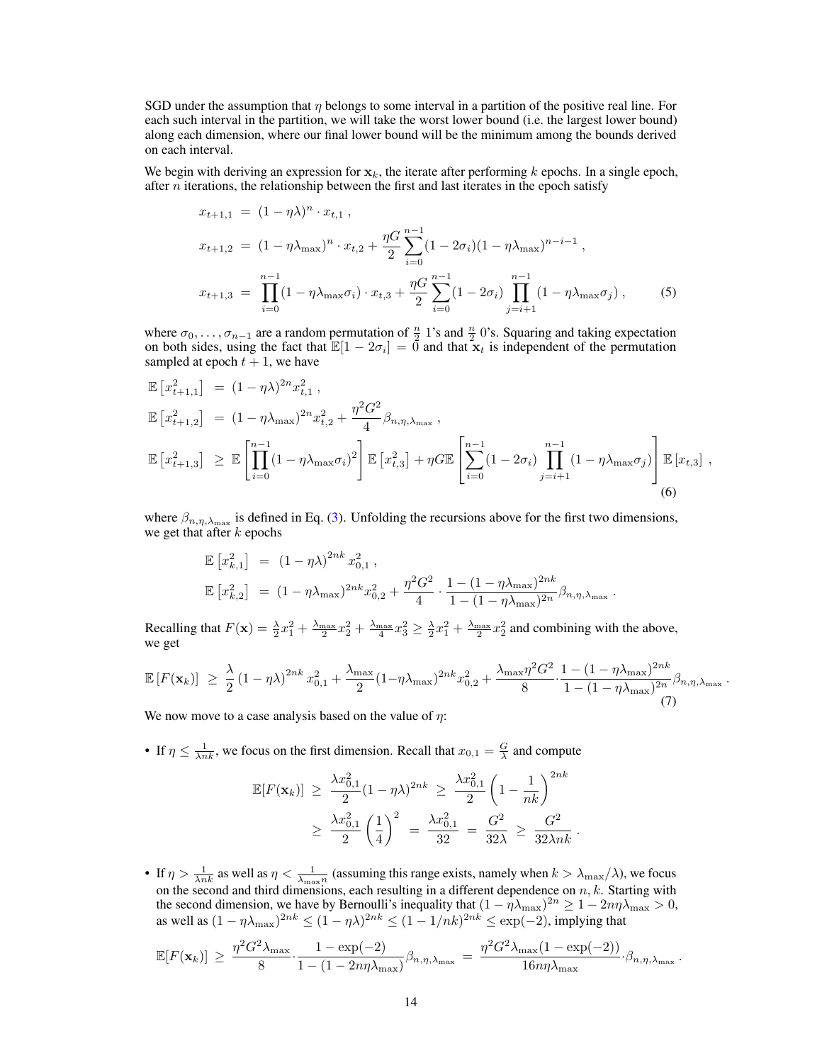SGD under the assumption that $\eta$ belongs to some interval in a partition of the positive real line. For each such interval in the partition, we will take the worst lower bound (i.e. the largest lower bound) along each dimension, where our final lower bound will be the minimum among the bounds derived on each interval.

We begin with deriving an expression for $\mathbf{x}_k$, the iterate after performing $k$ epochs. In a single epoch, after $n$ iterations, the relationship between the first and last iterates in the epoch satisfy

$$
\begin{aligned}
x_{t+1,1} &= (1-\eta\lambda)^n \cdot x_{t,1} ,\\
x_{t+1,2} &= (1-\eta\lambda_{\max})^n \cdot x_{t,2} + \frac{\eta G}{2}\sum_{i=0}^{n-1}(1-2\sigma_i)(1-\eta\lambda_{\max})^{n-i-1} ,\\
x_{t+1,3} &= \prod_{i=0}^{n-1}(1-\eta\lambda_{\max}\sigma_i)\cdot x_{t,3} + \frac{\eta G}{2}\sum_{i=0}^{n-1}(1-2\sigma_i)\prod_{j=i+1}^{n-1}(1-\eta\lambda_{\max}\sigma_j) ,
\end{aligned}
\tag{5}
$$

where $\sigma_0,\dots,\sigma_{n-1}$ are a random permutation of $\frac{n}{2}$ 1's and $\frac{n}{2}$ 0's. Squaring and taking expectation on both sides, using the fact that $\mathbb{E}[1-2\sigma_i]=0$ and that $\mathbf{x}_t$ is independent of the permutation sampled at epoch $t+1$, we have

$$
\begin{aligned}
\mathbb{E}\left[x_{t+1,1}^2\right] &= (1-\eta\lambda)^{2n}x_{t,1}^2 ,\\
\mathbb{E}\left[x_{t+1,2}^2\right] &= (1-\eta\lambda_{\max})^{2n}x_{t,2}^2 + \frac{\eta^2G^2}{4}\beta_{n,\eta,\lambda_{\max}} ,\\
\mathbb{E}\left[x_{t+1,3}^2\right] &\geq \mathbb{E}\left[\prod_{i=0}^{n-1}(1-\eta\lambda_{\max}\sigma_i)^2\right]\mathbb{E}\left[x_{t,3}^2\right] + \eta G\,\mathbb{E}\left[\sum_{i=0}^{n-1}(1-2\sigma_i)\prod_{j=i+1}^{n-1}(1-\eta\lambda_{\max}\sigma_j)\right]\mathbb{E}\left[x_{t,3}\right] ,
\end{aligned}
\tag{6}
$$

where $\beta_{n,\eta,\lambda_{\max}}$ is defined in Eq. (3). Unfolding the recursions above for the first two dimensions, we get that after $k$ epochs

$$
\begin{aligned}
\mathbb{E}\left[x_{k,1}^2\right] &= (1-\eta\lambda)^{2nk}x_{0,1}^2 ,\\
\mathbb{E}\left[x_{k,2}^2\right] &= (1-\eta\lambda_{\max})^{2nk}x_{0,2}^2 + \frac{\eta^2G^2}{4}\cdot\frac{1-(1-\eta\lambda_{\max})^{2nk}}{1-(1-\eta\lambda_{\max})^{2n}}\beta_{n,\eta,\lambda_{\max}} .
\end{aligned}
$$

Recalling that $F(\mathbf{x}) = \frac{\lambda}{2}x_1^2 + \frac{\lambda_{\max}}{2}x_2^2 + \frac{\lambda_{\max}}{4}x_3^2 \geq \frac{\lambda}{2}x_1^2 + \frac{\lambda_{\max}}{2}x_2^2$ and combining with the above, we get

$$
\mathbb{E}\left[F(\mathbf{x}_k)\right] \geq \frac{\lambda}{2}(1-\eta\lambda)^{2nk}x_{0,1}^2 + \frac{\lambda_{\max}}{2}(1-\eta\lambda_{\max})^{2nk}x_{0,2}^2 + \frac{\lambda_{\max}\eta^2G^2}{8}\cdot\frac{1-(1-\eta\lambda_{\max})^{2nk}}{1-(1-\eta\lambda_{\max})^{2n}}\beta_{n,\eta,\lambda_{\max}} .
\tag{7}
$$

We now move to a case analysis based on the value of $\eta$:

- If $\eta \leq \frac{1}{\lambda nk}$, we focus on the first dimension. Recall that $x_{0,1} = \frac{G}{\lambda}$ and compute

$$
\begin{aligned}
\mathbb{E}[F(\mathbf{x}_k)] &\geq \frac{\lambda x_{0,1}^2}{2}(1-\eta\lambda)^{2nk} \geq \frac{\lambda x_{0,1}^2}{2}\left(1-\frac{1}{nk}\right)^{2nk}\\
&\geq \frac{\lambda x_{0,1}^2}{2}\left(\frac{1}{4}\right)^2 = \frac{\lambda x_{0,1}^2}{32} = \frac{G^2}{32\lambda} \geq \frac{G^2}{32\lambda nk} .
\end{aligned}
$$

- If $\eta > \frac{1}{\lambda nk}$ as well as $\eta < \frac{1}{\lambda_{\max} n}$ (assuming this range exists, namely when $k > \lambda_{\max}/\lambda$), we focus on the second and third dimensions, each resulting in a different dependence on $n, k$. Starting with the second dimension, we have by Bernoulli's inequality that $(1-\eta\lambda_{\max})^{2n} \geq 1-2n\eta\lambda_{\max} > 0$, as well as $(1-\eta\lambda_{\max})^{2nk} \leq (1-\eta\lambda)^{2nk} \leq (1-1/nk)^{2nk} \leq \exp(-2)$, implying that

$$
\mathbb{E}[F(\mathbf{x}_k)] \geq \frac{\eta^2G^2\lambda_{\max}}{8}\cdot\frac{1-\exp(-2)}{1-(1-2n\eta\lambda_{\max})}\beta_{n,\eta,\lambda_{\max}} = \frac{\eta^2G^2\lambda_{\max}(1-\exp(-2))}{16n\eta\lambda_{\max}}\cdot\beta_{n,\eta,\lambda_{\max}} .
$$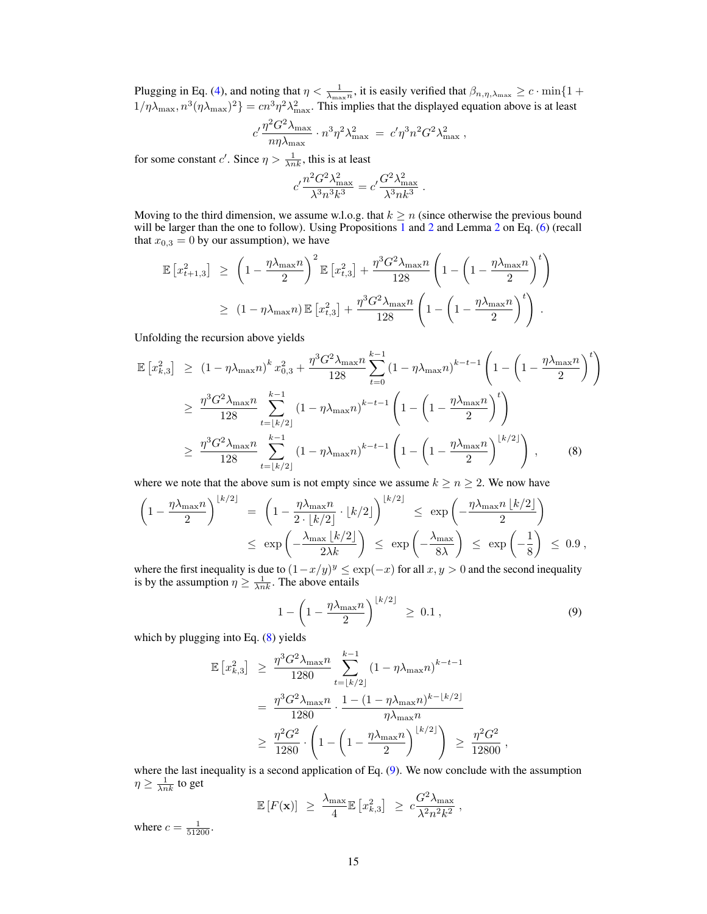Plugging in Eq. (4), and noting that $\eta < \frac{1}{\lambda_{\max} n}$, it is easily verified that $\beta_{n,\eta,\lambda_{\max}} \geq c \cdot \min\{1 + 1/\eta\lambda_{\max}, n^3(\eta\lambda_{\max})^2\} = cn^3\eta^2\lambda_{\max}^2$. This implies that the displayed equation above is at least

$$c' \frac{\eta^2 G^2 \lambda_{\max}}{n\eta\lambda_{\max}} \cdot n^3\eta^2\lambda_{\max}^2 \;=\; c'\eta^3 n^2 G^2 \lambda_{\max}^2 \,,$$

for some constant $c'$. Since $\eta > \frac{1}{\lambda n k}$, this is at least

$$c' \frac{n^2 G^2 \lambda_{\max}^2}{\lambda^3 n^3 k^3} = c' \frac{G^2 \lambda_{\max}^2}{\lambda^3 n k^3} \,.$$

Moving to the third dimension, we assume w.l.o.g. that $k \geq n$ (since otherwise the previous bound will be larger than the one to follow). Using Propositions 1 and 2 and Lemma 2 on Eq. (6) (recall that $x_{0,3} = 0$ by our assumption), we have

$$\begin{aligned}
\mathbb{E}\left[x_{t+1,3}^2\right] \;&\geq\; \left(1 - \frac{\eta\lambda_{\max} n}{2}\right)^2 \mathbb{E}\left[x_{t,3}^2\right] + \frac{\eta^3 G^2 \lambda_{\max} n}{128}\left(1 - \left(1 - \frac{\eta\lambda_{\max} n}{2}\right)^t\right) \\
&\geq\; (1 - \eta\lambda_{\max} n)\,\mathbb{E}\left[x_{t,3}^2\right] + \frac{\eta^3 G^2 \lambda_{\max} n}{128}\left(1 - \left(1 - \frac{\eta\lambda_{\max} n}{2}\right)^t\right) \,.
\end{aligned}$$

Unfolding the recursion above yields

$$\begin{aligned}
\mathbb{E}\left[x_{k,3}^2\right] \;&\geq\; (1 - \eta\lambda_{\max} n)^k x_{0,3}^2 + \frac{\eta^3 G^2 \lambda_{\max} n}{128}\sum_{t=0}^{k-1}(1 - \eta\lambda_{\max} n)^{k-t-1}\left(1 - \left(1 - \frac{\eta\lambda_{\max} n}{2}\right)^t\right) \\
&\geq\; \frac{\eta^3 G^2 \lambda_{\max} n}{128}\sum_{t=\lfloor k/2 \rfloor}^{k-1}(1 - \eta\lambda_{\max} n)^{k-t-1}\left(1 - \left(1 - \frac{\eta\lambda_{\max} n}{2}\right)^t\right) \\
&\geq\; \frac{\eta^3 G^2 \lambda_{\max} n}{128}\sum_{t=\lfloor k/2 \rfloor}^{k-1}(1 - \eta\lambda_{\max} n)^{k-t-1}\left(1 - \left(1 - \frac{\eta\lambda_{\max} n}{2}\right)^{\lfloor k/2 \rfloor}\right) \,, \qquad (8)
\end{aligned}$$

where we note that the above sum is not empty since we assume $k \geq n \geq 2$. We now have

$$\begin{aligned}
\left(1 - \frac{\eta\lambda_{\max} n}{2}\right)^{\lfloor k/2 \rfloor} \;&=\; \left(1 - \frac{\eta\lambda_{\max} n}{2 \cdot \lfloor k/2 \rfloor} \cdot \lfloor k/2 \rfloor\right)^{\lfloor k/2 \rfloor} \;\leq\; \exp\left(-\frac{\eta\lambda_{\max} n \lfloor k/2 \rfloor}{2}\right) \\
&\leq\; \exp\left(-\frac{\lambda_{\max} \lfloor k/2 \rfloor}{2\lambda k}\right) \;\leq\; \exp\left(-\frac{\lambda_{\max}}{8\lambda}\right) \;\leq\; \exp\left(-\frac{1}{8}\right) \;\leq\; 0.9 \,,
\end{aligned}$$

where the first inequality is due to $(1 - x/y)^y \leq \exp(-x)$ for all $x, y > 0$ and the second inequality is by the assumption $\eta \geq \frac{1}{\lambda n k}$. The above entails

$$1 - \left(1 - \frac{\eta\lambda_{\max} n}{2}\right)^{\lfloor k/2 \rfloor} \;\geq\; 0.1 \,, \qquad (9)$$

which by plugging into Eq. (8) yields

$$\begin{aligned}
\mathbb{E}\left[x_{k,3}^2\right] \;&\geq\; \frac{\eta^3 G^2 \lambda_{\max} n}{1280}\sum_{t=\lfloor k/2 \rfloor}^{k-1}(1 - \eta\lambda_{\max} n)^{k-t-1} \\
&=\; \frac{\eta^3 G^2 \lambda_{\max} n}{1280} \cdot \frac{1 - (1 - \eta\lambda_{\max} n)^{k - \lfloor k/2 \rfloor}}{\eta\lambda_{\max} n} \\
&\geq\; \frac{\eta^2 G^2}{1280} \cdot \left(1 - \left(1 - \frac{\eta\lambda_{\max} n}{2}\right)^{\lfloor k/2 \rfloor}\right) \;\geq\; \frac{\eta^2 G^2}{12800} \,,
\end{aligned}$$

where the last inequality is a second application of Eq. (9). We now conclude with the assumption $\eta \geq \frac{1}{\lambda n k}$ to get

$$\mathbb{E}\left[F(\mathbf{x})\right] \;\geq\; \frac{\lambda_{\max}}{4}\mathbb{E}\left[x_{k,3}^2\right] \;\geq\; c\frac{G^2 \lambda_{\max}}{\lambda^2 n^2 k^2} \,,$$

where $c = \frac{1}{51200}$.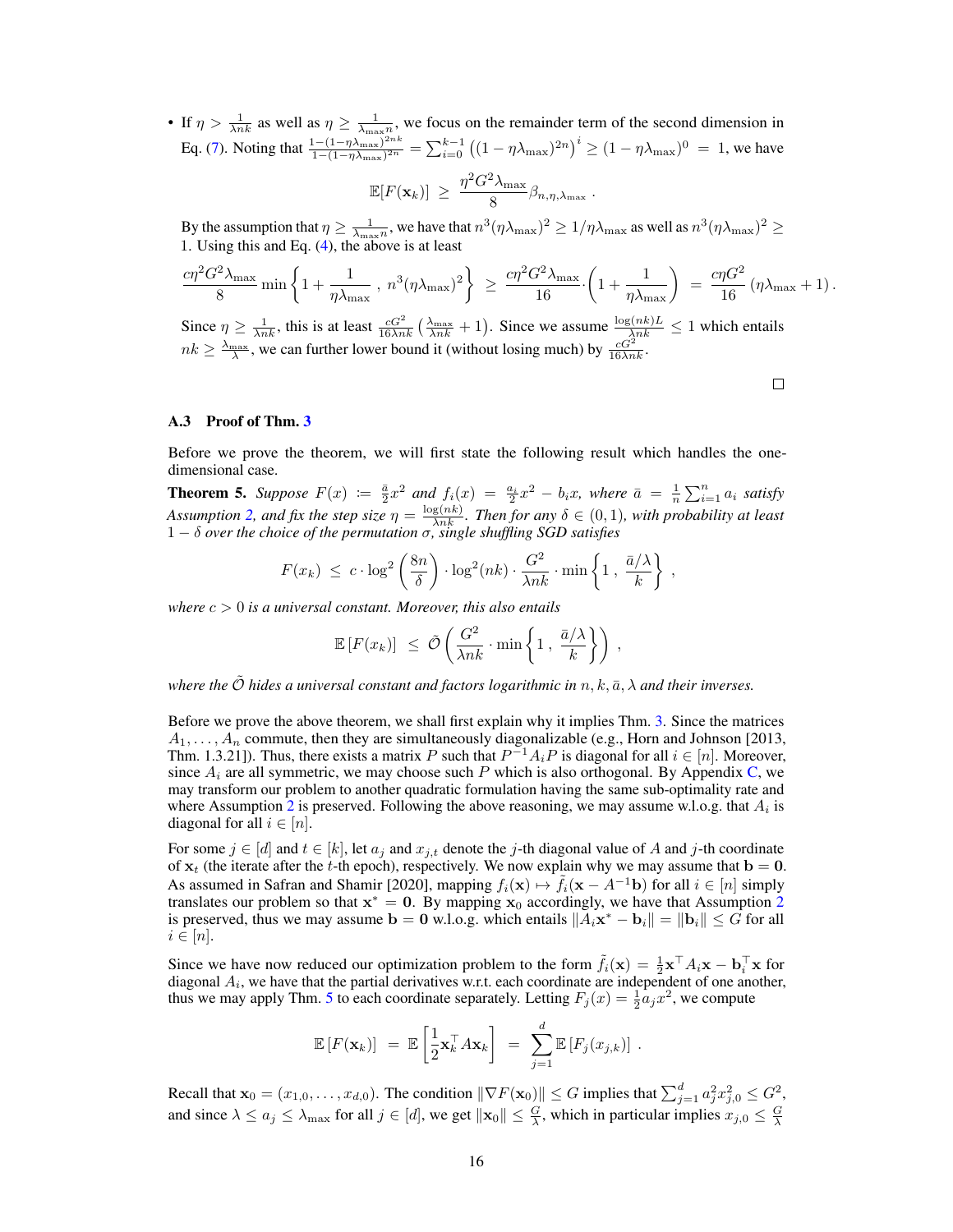- If $\eta > \frac{1}{\lambda nk}$ as well as $\eta \geq \frac{1}{\lambda_{\max} n}$, we focus on the remainder term of the second dimension in Eq. (7). Noting that $\frac{1-(1-\eta\lambda_{\max})^{2nk}}{1-(1-\eta\lambda_{\max})^{2n}} = \sum_{i=0}^{k-1}\left((1-\eta\lambda_{\max})^{2n}\right)^i \geq (1-\eta\lambda_{\max})^0 \ = \ 1$, we have

$$\mathbb{E}[F(\mathbf{x}_k)] \ \geq \ \frac{\eta^2 G^2 \lambda_{\max}}{8}\beta_{n,\eta,\lambda_{\max}}\,.$$

By the assumption that $\eta \geq \frac{1}{\lambda_{\max} n}$, we have that $n^3(\eta\lambda_{\max})^2 \geq 1/\eta\lambda_{\max}$ as well as $n^3(\eta\lambda_{\max})^2 \geq 1$. Using this and Eq. (4), the above is at least

$$\frac{c\eta^2 G^2\lambda_{\max}}{8}\min\left\{1+\frac{1}{\eta\lambda_{\max}}\ ,\ n^3(\eta\lambda_{\max})^2\right\} \ \geq \ \frac{c\eta^2 G^2\lambda_{\max}}{16}\cdot\left(1+\frac{1}{\eta\lambda_{\max}}\right) \ = \ \frac{c\eta G^2}{16}\left(\eta\lambda_{\max}+1\right).$$

Since $\eta \geq \frac{1}{\lambda nk}$, this is at least $\frac{cG^2}{16\lambda nk}\left(\frac{\lambda_{\max}}{\lambda nk}+1\right)$. Since we assume $\frac{\log(nk)L}{\lambda nk} \leq 1$ which entails $nk \geq \frac{\lambda_{\max}}{\lambda}$, we can further lower bound it (without losing much) by $\frac{cG^2}{16\lambda nk}$.

□

### A.3 Proof of Thm. 3

Before we prove the theorem, we will first state the following result which handles the one-dimensional case.

**Theorem 5.** *Suppose $F(x) := \frac{\bar{a}}{2}x^2$ and $f_i(x) = \frac{a_i}{2}x^2 - b_i x$, where $\bar{a} = \frac{1}{n}\sum_{i=1}^n a_i$ satisfy Assumption 2, and fix the step size $\eta = \frac{\log(nk)}{\lambda nk}$. Then for any $\delta \in (0,1)$, with probability at least $1-\delta$ over the choice of the permutation $\sigma$, single shuffling SGD satisfies*

$$F(x_k) \ \leq \ c\cdot\log^2\left(\frac{8n}{\delta}\right)\cdot\log^2(nk)\cdot\frac{G^2}{\lambda nk}\cdot\min\left\{1\ ,\ \frac{\bar{a}/\lambda}{k}\right\}\ ,$$

*where $c > 0$ is a universal constant. Moreover, this also entails*

$$\mathbb{E}\left[F(x_k)\right] \ \leq \ \tilde{\mathcal{O}}\left(\frac{G^2}{\lambda nk}\cdot\min\left\{1\ ,\ \frac{\bar{a}/\lambda}{k}\right\}\right)\ ,$$

*where the $\tilde{\mathcal{O}}$ hides a universal constant and factors logarithmic in $n, k, \bar{a}, \lambda$ and their inverses.*

Before we prove the above theorem, we shall first explain why it implies Thm. 3. Since the matrices $A_1,\ldots,A_n$ commute, then they are simultaneously diagonalizable (e.g., Horn and Johnson [2013, Thm. 1.3.21]). Thus, there exists a matrix $P$ such that $P^{-1}A_iP$ is diagonal for all $i\in[n]$. Moreover, since $A_i$ are all symmetric, we may choose such $P$ which is also orthogonal. By Appendix C, we may transform our problem to another quadratic formulation having the same sub-optimality rate and where Assumption 2 is preserved. Following the above reasoning, we may assume w.l.o.g. that $A_i$ is diagonal for all $i\in[n]$.

For some $j\in[d]$ and $t\in[k]$, let $a_j$ and $x_{j,t}$ denote the $j$-th diagonal value of $A$ and $j$-th coordinate of $\mathbf{x}_t$ (the iterate after the $t$-th epoch), respectively. We now explain why we may assume that $\mathbf{b}=\mathbf{0}$. As assumed in Safran and Shamir [2020], mapping $f_i(\mathbf{x}) \mapsto \tilde{f}_i(\mathbf{x}-A^{-1}\mathbf{b})$ for all $i\in[n]$ simply translates our problem so that $\mathbf{x}^* = \mathbf{0}$. By mapping $\mathbf{x}_0$ accordingly, we have that Assumption 2 is preserved, thus we may assume $\mathbf{b}=\mathbf{0}$ w.l.o.g. which entails $\|A_i\mathbf{x}^* - \mathbf{b}_i\| = \|\mathbf{b}_i\| \leq G$ for all $i\in[n]$.

Since we have now reduced our optimization problem to the form $\tilde{f}_i(\mathbf{x}) = \frac{1}{2}\mathbf{x}^\top A_i\mathbf{x} - \mathbf{b}_i^\top\mathbf{x}$ for diagonal $A_i$, we have that the partial derivatives w.r.t. each coordinate are independent of one another, thus we may apply Thm. 5 to each coordinate separately. Letting $F_j(x) = \frac{1}{2}a_j x^2$, we compute

$$\mathbb{E}\left[F(\mathbf{x}_k)\right] \ = \ \mathbb{E}\left[\frac{1}{2}\mathbf{x}_k^\top A\mathbf{x}_k\right] \ = \ \sum_{j=1}^d \mathbb{E}\left[F_j(x_{j,k})\right]\ .$$

Recall that $\mathbf{x}_0 = (x_{1,0},\ldots,x_{d,0})$. The condition $\|\nabla F(\mathbf{x}_0)\| \leq G$ implies that $\sum_{j=1}^d a_j^2 x_{j,0}^2 \leq G^2$, and since $\lambda \leq a_j \leq \lambda_{\max}$ for all $j\in[d]$, we get $\|\mathbf{x}_0\| \leq \frac{G}{\lambda}$, which in particular implies $x_{j,0} \leq \frac{G}{\lambda}$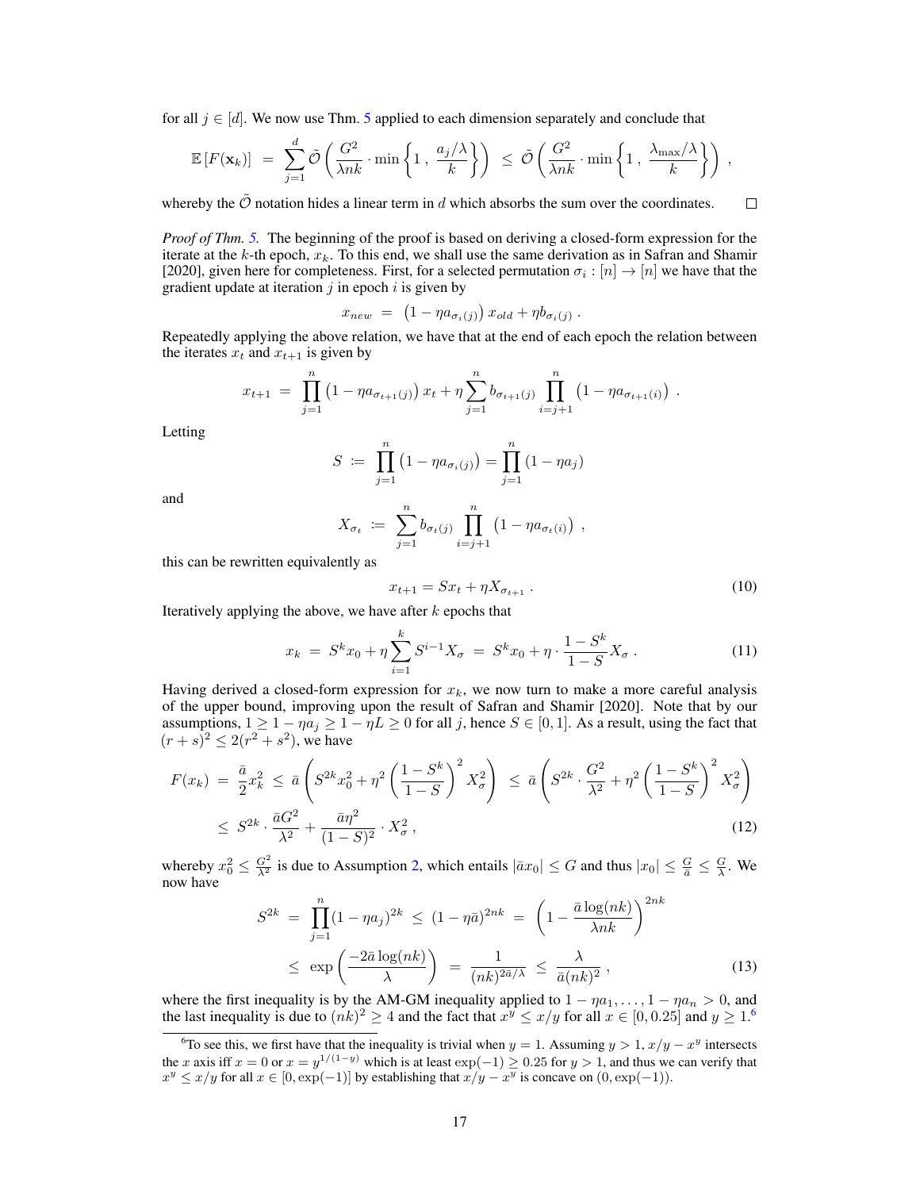for all $j \in [d]$. We now use Thm. 5 applied to each dimension separately and conclude that

$$\mathbb{E}\left[F(\mathbf{x}_k)\right] \;=\; \sum_{j=1}^{d} \tilde{\mathcal{O}}\left(\frac{G^2}{\lambda nk} \cdot \min\left\{1\,,\, \frac{a_j/\lambda}{k}\right\}\right) \;\leq\; \tilde{\mathcal{O}}\left(\frac{G^2}{\lambda nk} \cdot \min\left\{1\,,\, \frac{\lambda_{\max}/\lambda}{k}\right\}\right)\,,$$

whereby the $\tilde{\mathcal{O}}$ notation hides a linear term in $d$ which absorbs the sum over the coordinates. $\square$

*Proof of Thm. 5.* The beginning of the proof is based on deriving a closed-form expression for the iterate at the $k$-th epoch, $x_k$. To this end, we shall use the same derivation as in Safran and Shamir [2020], given here for completeness. First, for a selected permutation $\sigma_i : [n] \to [n]$ we have that the gradient update at iteration $j$ in epoch $i$ is given by

$$x_{new} \;=\; \left(1 - \eta a_{\sigma_i(j)}\right) x_{old} + \eta b_{\sigma_i(j)}\,.$$

Repeatedly applying the above relation, we have that at the end of each epoch the relation between the iterates $x_t$ and $x_{t+1}$ is given by

$$x_{t+1} \;=\; \prod_{j=1}^{n}\left(1 - \eta a_{\sigma_{t+1}(j)}\right) x_t + \eta \sum_{j=1}^{n} b_{\sigma_{t+1}(j)} \prod_{i=j+1}^{n}\left(1 - \eta a_{\sigma_{t+1}(i)}\right)\,.$$

Letting

$$S \;\coloneqq\; \prod_{j=1}^{n}\left(1 - \eta a_{\sigma_i(j)}\right) = \prod_{j=1}^{n}\left(1 - \eta a_j\right)$$

and

$$X_{\sigma_t} \;\coloneqq\; \sum_{j=1}^{n} b_{\sigma_t(j)} \prod_{i=j+1}^{n}\left(1 - \eta a_{\sigma_t(i)}\right)\,,$$

this can be rewritten equivalently as

$$x_{t+1} = S x_t + \eta X_{\sigma_{t+1}}\,. \tag{10}$$

Iteratively applying the above, we have after $k$ epochs that

$$x_k \;=\; S^k x_0 + \eta \sum_{i=1}^{k} S^{i-1} X_\sigma \;=\; S^k x_0 + \eta \cdot \frac{1 - S^k}{1 - S} X_\sigma\,. \tag{11}$$

Having derived a closed-form expression for $x_k$, we now turn to make a more careful analysis of the upper bound, improving upon the result of Safran and Shamir [2020]. Note that by our assumptions, $1 \geq 1 - \eta a_j \geq 1 - \eta L \geq 0$ for all $j$, hence $S \in [0, 1]$. As a result, using the fact that $(r + s)^2 \leq 2(r^2 + s^2)$, we have

$$\begin{aligned}
F(x_k) \;&=\; \frac{\bar{a}}{2} x_k^2 \;\leq\; \bar{a}\left(S^{2k} x_0^2 + \eta^2 \left(\frac{1 - S^k}{1 - S}\right)^2 X_\sigma^2\right) \;\leq\; \bar{a}\left(S^{2k} \cdot \frac{G^2}{\lambda^2} + \eta^2 \left(\frac{1 - S^k}{1 - S}\right)^2 X_\sigma^2\right) \\
&\leq\; S^{2k} \cdot \frac{\bar{a} G^2}{\lambda^2} + \frac{\bar{a}\eta^2}{(1 - S)^2} \cdot X_\sigma^2\,,
\end{aligned} \tag{12}$$

whereby $x_0^2 \leq \frac{G^2}{\lambda^2}$ is due to Assumption 2, which entails $|\bar{a} x_0| \leq G$ and thus $|x_0| \leq \frac{G}{\bar{a}} \leq \frac{G}{\lambda}$. We now have

$$\begin{aligned}
S^{2k} \;&=\; \prod_{j=1}^{n} (1 - \eta a_j)^{2k} \;\leq\; (1 - \eta \bar{a})^{2nk} \;=\; \left(1 - \frac{\bar{a}\log(nk)}{\lambda nk}\right)^{2nk} \\
&\leq\; \exp\left(\frac{-2\bar{a}\log(nk)}{\lambda}\right) \;=\; \frac{1}{(nk)^{2\bar{a}/\lambda}} \;\leq\; \frac{\lambda}{\bar{a}(nk)^2}\,,
\end{aligned} \tag{13}$$

where the first inequality is by the AM-GM inequality applied to $1 - \eta a_1, \ldots, 1 - \eta a_n > 0$, and the last inequality is due to $(nk)^2 \geq 4$ and the fact that $x^y \leq x/y$ for all $x \in [0, 0.25]$ and $y \geq 1$.[6]

[6] To see this, we first have that the inequality is trivial when $y = 1$. Assuming $y > 1$, $x/y - x^y$ intersects the $x$ axis iff $x = 0$ or $x = y^{1/(1-y)}$ which is at least $\exp(-1) \geq 0.25$ for $y > 1$, and thus we can verify that $x^y \leq x/y$ for all $x \in [0, \exp(-1)]$ by establishing that $x/y - x^y$ is concave on $(0, \exp(-1))$.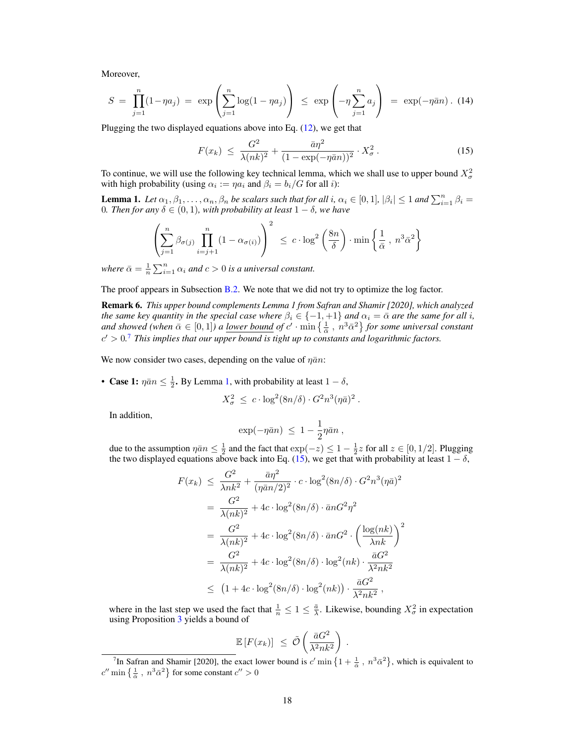Moreover,

$$S \;=\; \prod_{j=1}^{n}(1-\eta a_j) \;=\; \exp\left(\sum_{j=1}^{n}\log(1-\eta a_j)\right) \;\leq\; \exp\left(-\eta\sum_{j=1}^{n}a_j\right) \;=\; \exp(-\eta\bar{a}n)\,. \tag{14}$$

Plugging the two displayed equations above into Eq. (12), we get that

$$F(x_k) \;\leq\; \frac{G^2}{\lambda(nk)^2} + \frac{\bar{a}\eta^2}{(1-\exp(-\eta\bar{a}n))^2}\cdot X_\sigma^2\,. \tag{15}$$

To continue, we will use the following key technical lemma, which we shall use to upper bound $X_\sigma^2$ with high probability (using $\alpha_i := \eta a_i$ and $\beta_i = b_i/G$ for all $i$):

**Lemma 1.** *Let $\alpha_1, \beta_1, \ldots, \alpha_n, \beta_n$ be scalars such that for all $i$, $\alpha_i \in [0,1]$, $|\beta_i| \leq 1$ and $\sum_{i=1}^n \beta_i = 0$. Then for any $\delta \in (0,1)$, with probability at least $1-\delta$, we have*

$$\left(\sum_{j=1}^{n}\beta_{\sigma(j)}\prod_{i=j+1}^{n}(1-\alpha_{\sigma(i)})\right)^2 \;\leq\; c\cdot\log^2\left(\frac{8n}{\delta}\right)\cdot\min\left\{\frac{1}{\bar{\alpha}}\;,\;n^3\bar{\alpha}^2\right\}$$

*where $\bar{\alpha} = \frac{1}{n}\sum_{i=1}^n \alpha_i$ and $c > 0$ is a universal constant.*

The proof appears in Subsection B.2. We note that we did not try to optimize the log factor.

**Remark 6.** *This upper bound complements Lemma 1 from Safran and Shamir [2020], which analyzed the same key quantity in the special case where $\beta_i \in \{-1,+1\}$ and $\alpha_i = \bar{\alpha}$ are the same for all $i$, and showed (when $\bar{\alpha} \in [0,1]$) a lower bound of $c' \cdot \min\left\{\frac{1}{\bar{\alpha}}\;,\;n^3\bar{\alpha}^2\right\}$ for some universal constant $c' > 0$.*[7] *This implies that our upper bound is tight up to constants and logarithmic factors.*

We now consider two cases, depending on the value of $\eta\bar{a}n$:

- **Case 1: $\eta\bar{a}n \leq \frac{1}{2}$.** By Lemma 1, with probability at least $1-\delta$,

  $$X_\sigma^2 \;\leq\; c\cdot\log^2(8n/\delta)\cdot G^2 n^3(\eta\bar{a})^2\,.$$

  In addition,

  $$\exp(-\eta\bar{a}n) \;\leq\; 1 - \frac{1}{2}\eta\bar{a}n\,,$$

  due to the assumption $\eta\bar{a}n \leq \frac{1}{2}$ and the fact that $\exp(-z) \leq 1 - \frac{1}{2}z$ for all $z \in [0, 1/2]$. Plugging the two displayed equations above back into Eq. (15), we get that with probability at least $1-\delta$,

  $$\begin{aligned}
  F(x_k) \;&\leq\; \frac{G^2}{\lambda nk^2} + \frac{\bar{a}\eta^2}{(\eta\bar{a}n/2)^2}\cdot c\cdot\log^2(8n/\delta)\cdot G^2 n^3(\eta\bar{a})^2 \\
  &=\; \frac{G^2}{\lambda(nk)^2} + 4c\cdot\log^2(8n/\delta)\cdot\bar{a}nG^2\eta^2 \\
  &=\; \frac{G^2}{\lambda(nk)^2} + 4c\cdot\log^2(8n/\delta)\cdot\bar{a}nG^2\cdot\left(\frac{\log(nk)}{\lambda nk}\right)^2 \\
  &=\; \frac{G^2}{\lambda(nk)^2} + 4c\cdot\log^2(8n/\delta)\cdot\log^2(nk)\cdot\frac{\bar{a}G^2}{\lambda^2 nk^2} \\
  &\leq\; \left(1 + 4c\cdot\log^2(8n/\delta)\cdot\log^2(nk)\right)\cdot\frac{\bar{a}G^2}{\lambda^2 nk^2}\,,
  \end{aligned}$$

  where in the last step we used the fact that $\frac{1}{n} \leq 1 \leq \frac{\bar{a}}{\lambda}$. Likewise, bounding $X_\sigma^2$ in expectation using Proposition 3 yields a bound of

  $$\mathbb{E}\left[F(x_k)\right] \;\leq\; \tilde{\mathcal{O}}\left(\frac{\bar{a}G^2}{\lambda^2 nk^2}\right)\,.$$

---

[7] In Safran and Shamir [2020], the exact lower bound is $c'\min\left\{1+\frac{1}{\bar{\alpha}}\;,\;n^3\bar{\alpha}^2\right\}$, which is equivalent to $c''\min\left\{\frac{1}{\bar{\alpha}}\;,\;n^3\bar{\alpha}^2\right\}$ for some constant $c'' > 0$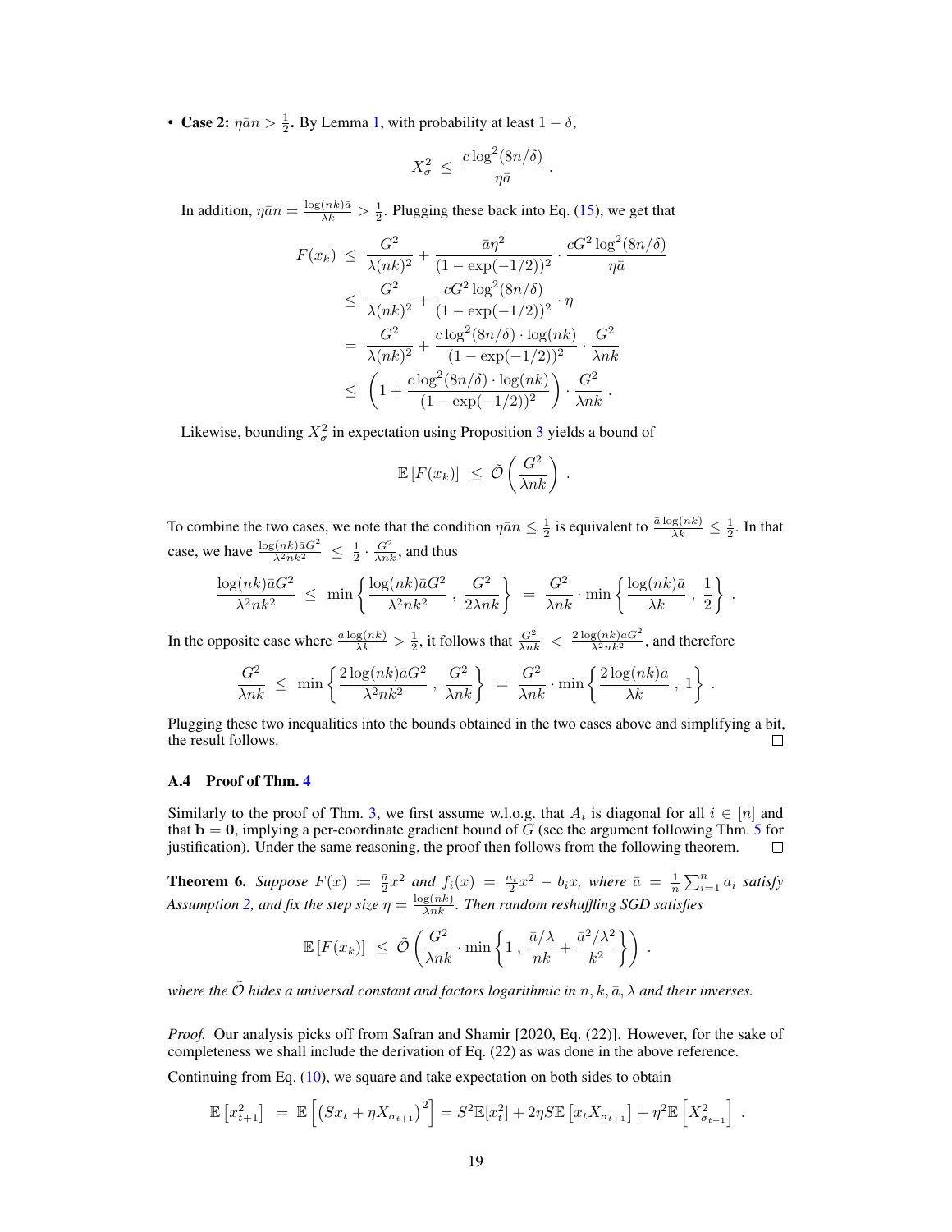- **Case 2:** $\eta\bar{a}n > \frac{1}{2}$**.** By Lemma 1, with probability at least $1-\delta$,

$$X_\sigma^2 \;\leq\; \frac{c\log^2(8n/\delta)}{\eta\bar{a}}\;.$$

In addition, $\eta\bar{a}n = \frac{\log(nk)\bar{a}}{\lambda k} > \frac{1}{2}$. Plugging these back into Eq. (15), we get that

$$\begin{aligned}
F(x_k) \;&\leq\; \frac{G^2}{\lambda(nk)^2} + \frac{\bar{a}\eta^2}{(1-\exp(-1/2))^2}\cdot\frac{cG^2\log^2(8n/\delta)}{\eta\bar{a}}\\
&\leq\; \frac{G^2}{\lambda(nk)^2} + \frac{cG^2\log^2(8n/\delta)}{(1-\exp(-1/2))^2}\cdot\eta\\
&=\; \frac{G^2}{\lambda(nk)^2} + \frac{c\log^2(8n/\delta)\cdot\log(nk)}{(1-\exp(-1/2))^2}\cdot\frac{G^2}{\lambda nk}\\
&\leq\; \left(1+\frac{c\log^2(8n/\delta)\cdot\log(nk)}{(1-\exp(-1/2))^2}\right)\cdot\frac{G^2}{\lambda nk}\;.
\end{aligned}$$

Likewise, bounding $X_\sigma^2$ in expectation using Proposition 3 yields a bound of

$$\mathbb{E}\left[F(x_k)\right] \;\leq\; \tilde{\mathcal{O}}\left(\frac{G^2}{\lambda nk}\right)\;.$$

To combine the two cases, we note that the condition $\eta\bar{a}n \leq \frac{1}{2}$ is equivalent to $\frac{\bar{a}\log(nk)}{\lambda k} \leq \frac{1}{2}$. In that case, we have $\frac{\log(nk)\bar{a}G^2}{\lambda^2nk^2} \;\leq\; \frac{1}{2}\cdot\frac{G^2}{\lambda nk}$, and thus

$$\frac{\log(nk)\bar{a}G^2}{\lambda^2nk^2} \;\leq\; \min\left\{\frac{\log(nk)\bar{a}G^2}{\lambda^2nk^2}\,,\,\frac{G^2}{2\lambda nk}\right\} \;=\; \frac{G^2}{\lambda nk}\cdot\min\left\{\frac{\log(nk)\bar{a}}{\lambda k}\,,\,\frac{1}{2}\right\}\;.$$

In the opposite case where $\frac{\bar{a}\log(nk)}{\lambda k} > \frac{1}{2}$, it follows that $\frac{G^2}{\lambda nk} \;<\; \frac{2\log(nk)\bar{a}G^2}{\lambda^2nk^2}$, and therefore

$$\frac{G^2}{\lambda nk} \;\leq\; \min\left\{\frac{2\log(nk)\bar{a}G^2}{\lambda^2nk^2}\,,\,\frac{G^2}{\lambda nk}\right\} \;=\; \frac{G^2}{\lambda nk}\cdot\min\left\{\frac{2\log(nk)\bar{a}}{\lambda k}\,,\,1\right\}\;.$$

Plugging these two inequalities into the bounds obtained in the two cases above and simplifying a bit, the result follows. □

### A.4 Proof of Thm. 4

Similarly to the proof of Thm. 3, we first assume w.l.o.g. that $A_i$ is diagonal for all $i\in[n]$ and that $\mathbf{b}=\mathbf{0}$, implying a per-coordinate gradient bound of $G$ (see the argument following Thm. 5 for justification). Under the same reasoning, the proof then follows from the following theorem. □

**Theorem 6.** *Suppose* $F(x) := \frac{\bar{a}}{2}x^2$ *and* $f_i(x) = \frac{a_i}{2}x^2 - b_ix$*, where* $\bar{a} = \frac{1}{n}\sum_{i=1}^n a_i$ *satisfy Assumption 2, and fix the step size* $\eta = \frac{\log(nk)}{\lambda nk}$*. Then random reshuffling SGD satisfies*

$$\mathbb{E}\left[F(x_k)\right] \;\leq\; \tilde{\mathcal{O}}\left(\frac{G^2}{\lambda nk}\cdot\min\left\{1\,,\,\frac{\bar{a}/\lambda}{nk}+\frac{\bar{a}^2/\lambda^2}{k^2}\right\}\right)\;.$$

*where the* $\tilde{\mathcal{O}}$ *hides a universal constant and factors logarithmic in* $n,k,\bar{a},\lambda$ *and their inverses.*

*Proof.* Our analysis picks off from Safran and Shamir [2020, Eq. (22)]. However, for the sake of completeness we shall include the derivation of Eq. (22) as was done in the above reference.

Continuing from Eq. (10), we square and take expectation on both sides to obtain

$$\mathbb{E}\left[x_{t+1}^2\right] \;=\; \mathbb{E}\left[\left(Sx_t+\eta X_{\sigma_{t+1}}\right)^2\right] = S^2\mathbb{E}[x_t^2] + 2\eta S\,\mathbb{E}\left[x_tX_{\sigma_{t+1}}\right] + \eta^2\mathbb{E}\left[X_{\sigma_{t+1}}^2\right]\;.$$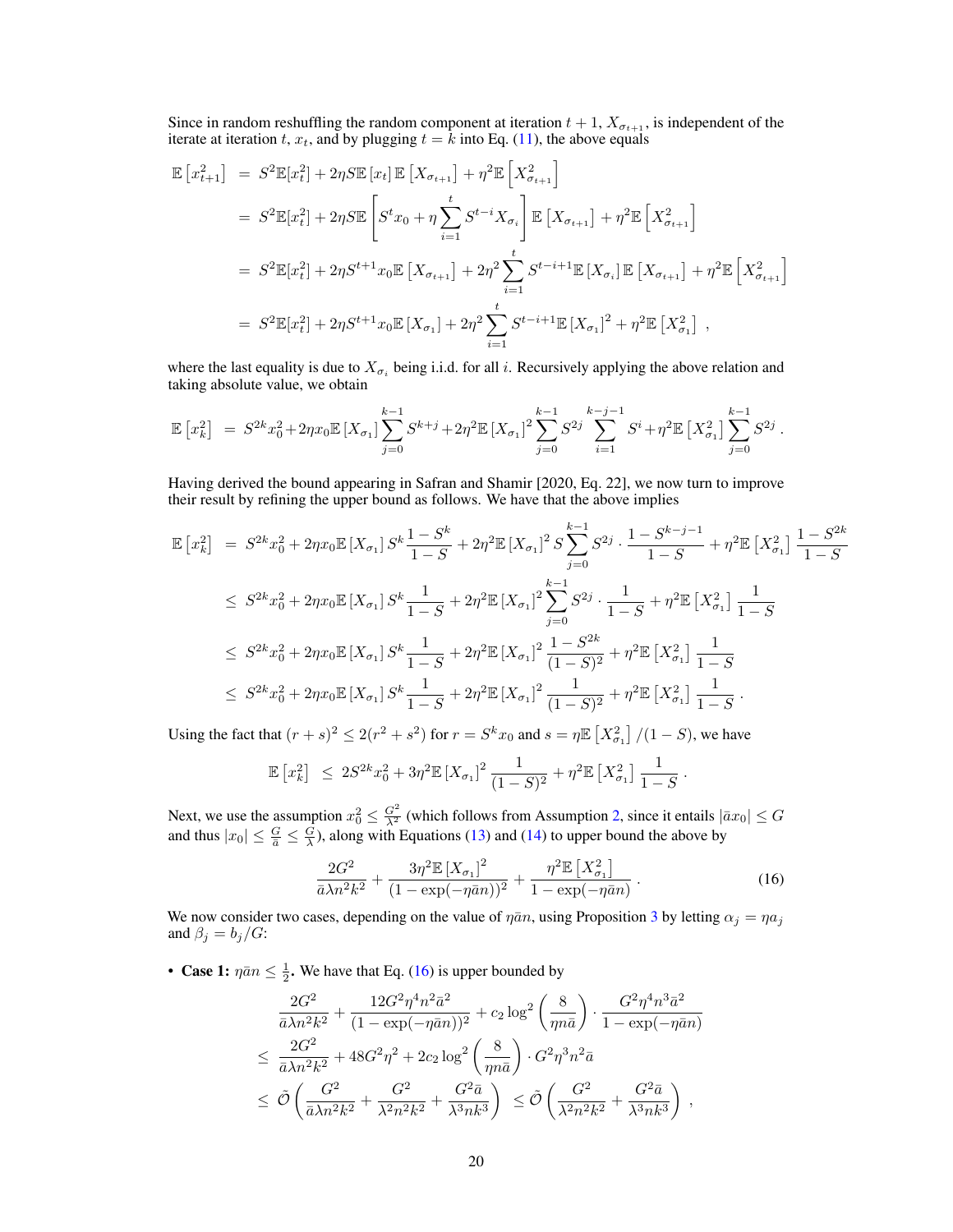Since in random reshuffling the random component at iteration $t+1$, $X_{\sigma_{t+1}}$, is independent of the iterate at iteration $t$, $x_t$, and by plugging $t=k$ into Eq. (11), the above equals

$$
\begin{aligned}
\mathbb{E}\left[x_{t+1}^2\right] &= S^2\mathbb{E}[x_t^2] + 2\eta S\mathbb{E}\left[x_t\right]\mathbb{E}\left[X_{\sigma_{t+1}}\right] + \eta^2\mathbb{E}\left[X_{\sigma_{t+1}}^2\right] \\
&= S^2\mathbb{E}[x_t^2] + 2\eta S\mathbb{E}\left[S^t x_0 + \eta\sum_{i=1}^{t} S^{t-i}X_{\sigma_i}\right]\mathbb{E}\left[X_{\sigma_{t+1}}\right] + \eta^2\mathbb{E}\left[X_{\sigma_{t+1}}^2\right] \\
&= S^2\mathbb{E}[x_t^2] + 2\eta S^{t+1}x_0\mathbb{E}\left[X_{\sigma_{t+1}}\right] + 2\eta^2\sum_{i=1}^{t} S^{t-i+1}\mathbb{E}\left[X_{\sigma_i}\right]\mathbb{E}\left[X_{\sigma_{t+1}}\right] + \eta^2\mathbb{E}\left[X_{\sigma_{t+1}}^2\right] \\
&= S^2\mathbb{E}[x_t^2] + 2\eta S^{t+1}x_0\mathbb{E}\left[X_{\sigma_1}\right] + 2\eta^2\sum_{i=1}^{t} S^{t-i+1}\mathbb{E}\left[X_{\sigma_1}\right]^2 + \eta^2\mathbb{E}\left[X_{\sigma_1}^2\right] ,
\end{aligned}
$$

where the last equality is due to $X_{\sigma_i}$ being i.i.d. for all $i$. Recursively applying the above relation and taking absolute value, we obtain

$$
\mathbb{E}\left[x_k^2\right] = S^{2k}x_0^2 + 2\eta x_0\mathbb{E}\left[X_{\sigma_1}\right]\sum_{j=0}^{k-1} S^{k+j} + 2\eta^2\mathbb{E}\left[X_{\sigma_1}\right]^2\sum_{j=0}^{k-1} S^{2j}\sum_{i=1}^{k-j-1} S^i + \eta^2\mathbb{E}\left[X_{\sigma_1}^2\right]\sum_{j=0}^{k-1} S^{2j} .
$$

Having derived the bound appearing in Safran and Shamir [2020, Eq. 22], we now turn to improve their result by refining the upper bound as follows. We have that the above implies

$$
\begin{aligned}
\mathbb{E}\left[x_k^2\right] &= S^{2k}x_0^2 + 2\eta x_0\mathbb{E}\left[X_{\sigma_1}\right]S^k\frac{1-S^k}{1-S} + 2\eta^2\mathbb{E}\left[X_{\sigma_1}\right]^2 S\sum_{j=0}^{k-1} S^{2j}\cdot\frac{1-S^{k-j-1}}{1-S} + \eta^2\mathbb{E}\left[X_{\sigma_1}^2\right]\frac{1-S^{2k}}{1-S} \\
&\le S^{2k}x_0^2 + 2\eta x_0\mathbb{E}\left[X_{\sigma_1}\right]S^k\frac{1}{1-S} + 2\eta^2\mathbb{E}\left[X_{\sigma_1}\right]^2\sum_{j=0}^{k-1} S^{2j}\cdot\frac{1}{1-S} + \eta^2\mathbb{E}\left[X_{\sigma_1}^2\right]\frac{1}{1-S} \\
&\le S^{2k}x_0^2 + 2\eta x_0\mathbb{E}\left[X_{\sigma_1}\right]S^k\frac{1}{1-S} + 2\eta^2\mathbb{E}\left[X_{\sigma_1}\right]^2\frac{1-S^{2k}}{(1-S)^2} + \eta^2\mathbb{E}\left[X_{\sigma_1}^2\right]\frac{1}{1-S} \\
&\le S^{2k}x_0^2 + 2\eta x_0\mathbb{E}\left[X_{\sigma_1}\right]S^k\frac{1}{1-S} + 2\eta^2\mathbb{E}\left[X_{\sigma_1}\right]^2\frac{1}{(1-S)^2} + \eta^2\mathbb{E}\left[X_{\sigma_1}^2\right]\frac{1}{1-S} .
\end{aligned}
$$

Using the fact that $(r+s)^2 \le 2(r^2+s^2)$ for $r = S^k x_0$ and $s = \eta\mathbb{E}\left[X_{\sigma_1}^2\right]/(1-S)$, we have

$$
\mathbb{E}\left[x_k^2\right] \le 2S^{2k}x_0^2 + 3\eta^2\mathbb{E}\left[X_{\sigma_1}\right]^2\frac{1}{(1-S)^2} + \eta^2\mathbb{E}\left[X_{\sigma_1}^2\right]\frac{1}{1-S} .
$$

Next, we use the assumption $x_0^2 \le \frac{G^2}{\lambda^2}$ (which follows from Assumption 2, since it entails $|\bar{a}x_0| \le G$ and thus $|x_0| \le \frac{G}{\bar{a}} \le \frac{G}{\lambda}$), along with Equations (13) and (14) to upper bound the above by

$$
\frac{2G^2}{\bar{a}\lambda n^2k^2} + \frac{3\eta^2\mathbb{E}\left[X_{\sigma_1}\right]^2}{(1-\exp(-\eta\bar{a}n))^2} + \frac{\eta^2\mathbb{E}\left[X_{\sigma_1}^2\right]}{1-\exp(-\eta\bar{a}n)} . \tag{16}
$$

We now consider two cases, depending on the value of $\eta\bar{a}n$, using Proposition 3 by letting $\alpha_j = \eta a_j$ and $\beta_j = b_j/G$:

- **Case 1:** $\eta\bar{a}n \le \frac{1}{2}$**.** We have that Eq. (16) is upper bounded by

$$
\begin{aligned}
&\frac{2G^2}{\bar{a}\lambda n^2k^2} + \frac{12G^2\eta^4n^2\bar{a}^2}{(1-\exp(-\eta\bar{a}n))^2} + c_2\log^2\left(\frac{8}{\eta n\bar{a}}\right)\cdot\frac{G^2\eta^4n^3\bar{a}^2}{1-\exp(-\eta\bar{a}n)} \\
\le\; &\frac{2G^2}{\bar{a}\lambda n^2k^2} + 48G^2\eta^2 + 2c_2\log^2\left(\frac{8}{\eta n\bar{a}}\right)\cdot G^2\eta^3n^2\bar{a} \\
\le\; &\tilde{\mathcal{O}}\left(\frac{G^2}{\bar{a}\lambda n^2k^2} + \frac{G^2}{\lambda^2n^2k^2} + \frac{G^2\bar{a}}{\lambda^3nk^3}\right) \le \tilde{\mathcal{O}}\left(\frac{G^2}{\lambda^2n^2k^2} + \frac{G^2\bar{a}}{\lambda^3nk^3}\right) ,
\end{aligned}
$$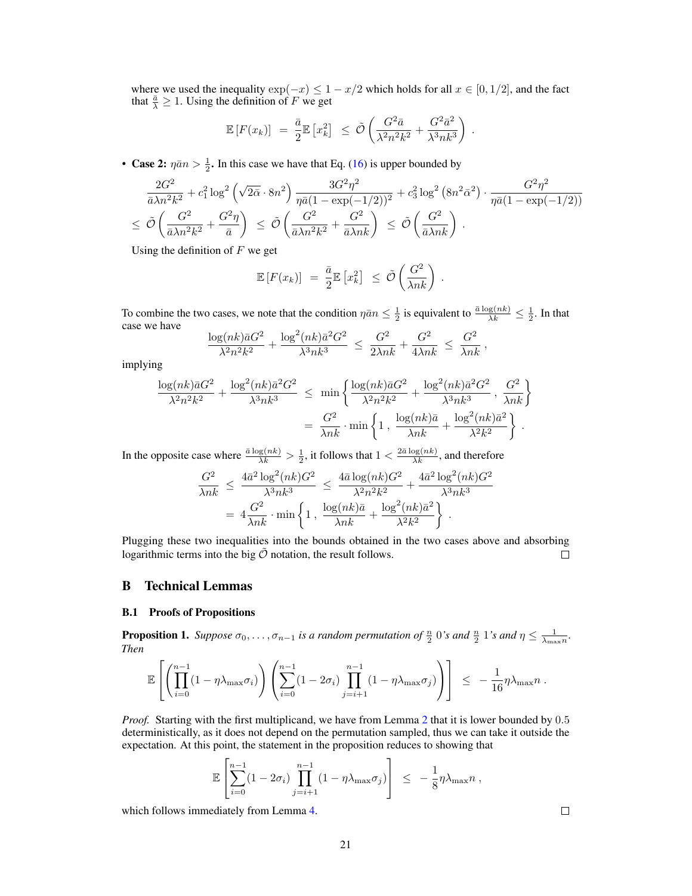where we used the inequality $\exp(-x) \leq 1 - x/2$ which holds for all $x \in [0, 1/2]$, and the fact that $\frac{\bar{a}}{\lambda} \geq 1$. Using the definition of $F$ we get

$$\mathbb{E}\left[F(x_k)\right] \;=\; \frac{\bar{a}}{2}\mathbb{E}\left[x_k^2\right] \;\leq\; \tilde{\mathcal{O}}\left(\frac{G^2\bar{a}}{\lambda^2 n^2 k^2} + \frac{G^2\bar{a}^2}{\lambda^3 n k^3}\right) \;.$$

- **Case 2:** $\eta\bar{a}n > \frac{1}{2}$**.** In this case we have that Eq. (16) is upper bounded by

$$\frac{2G^2}{\bar{a}\lambda n^2 k^2} + c_1^2\log^2\left(\sqrt{2\bar{\alpha}}\cdot 8n^2\right)\frac{3G^2\eta^2}{\eta\bar{a}(1-\exp(-1/2))^2} + c_3^2\log^2\left(8n^2\bar{\alpha}^2\right)\cdot\frac{G^2\eta^2}{\eta\bar{a}(1-\exp(-1/2))}$$
$$\leq\; \tilde{\mathcal{O}}\left(\frac{G^2}{\bar{a}\lambda n^2 k^2} + \frac{G^2\eta}{\bar{a}}\right) \;\leq\; \tilde{\mathcal{O}}\left(\frac{G^2}{\bar{a}\lambda n^2 k^2} + \frac{G^2}{\bar{a}\lambda nk}\right) \;\leq\; \tilde{\mathcal{O}}\left(\frac{G^2}{\bar{a}\lambda nk}\right) \;.$$

  Using the definition of $F$ we get

$$\mathbb{E}\left[F(x_k)\right] \;=\; \frac{\bar{a}}{2}\mathbb{E}\left[x_k^2\right] \;\leq\; \tilde{\mathcal{O}}\left(\frac{G^2}{\lambda nk}\right) \;.$$

To combine the two cases, we note that the condition $\eta\bar{a}n \leq \frac{1}{2}$ is equivalent to $\frac{\bar{a}\log(nk)}{\lambda k} \leq \frac{1}{2}$. In that case we have

$$\frac{\log(nk)\bar{a}G^2}{\lambda^2 n^2 k^2} + \frac{\log^2(nk)\bar{a}^2 G^2}{\lambda^3 nk^3} \;\leq\; \frac{G^2}{2\lambda nk} + \frac{G^2}{4\lambda nk} \;\leq\; \frac{G^2}{\lambda nk} \;,$$

implying

$$\frac{\log(nk)\bar{a}G^2}{\lambda^2 n^2 k^2} + \frac{\log^2(nk)\bar{a}^2 G^2}{\lambda^3 nk^3} \;\leq\; \min\left\{\frac{\log(nk)\bar{a}G^2}{\lambda^2 n^2 k^2} + \frac{\log^2(nk)\bar{a}^2 G^2}{\lambda^3 nk^3}\;,\; \frac{G^2}{\lambda nk}\right\}$$
$$=\; \frac{G^2}{\lambda nk}\cdot\min\left\{1\;,\; \frac{\log(nk)\bar{a}}{\lambda nk} + \frac{\log^2(nk)\bar{a}^2}{\lambda^2 k^2}\right\} \;.$$

In the opposite case where $\frac{\bar{a}\log(nk)}{\lambda k} > \frac{1}{2}$, it follows that $1 < \frac{2\bar{a}\log(nk)}{\lambda k}$, and therefore

$$\frac{G^2}{\lambda nk} \;\leq\; \frac{4\bar{a}^2\log^2(nk)G^2}{\lambda^3 nk^3} \;\leq\; \frac{4\bar{a}\log(nk)G^2}{\lambda^2 n^2 k^2} + \frac{4\bar{a}^2\log^2(nk)G^2}{\lambda^3 nk^3}$$
$$=\; 4\frac{G^2}{\lambda nk}\cdot\min\left\{1\;,\; \frac{\log(nk)\bar{a}}{\lambda nk} + \frac{\log^2(nk)\bar{a}^2}{\lambda^2 k^2}\right\} \;.$$

Plugging these two inequalities into the bounds obtained in the two cases above and absorbing logarithmic terms into the big $\tilde{\mathcal{O}}$ notation, the result follows. ◻

# B Technical Lemmas

## B.1 Proofs of Propositions

**Proposition 1.** *Suppose $\sigma_0, \ldots, \sigma_{n-1}$ is a random permutation of $\frac{n}{2}$ 0's and $\frac{n}{2}$ 1's and $\eta \leq \frac{1}{\lambda_{\max} n}$. Then*

$$\mathbb{E}\left[\left(\prod_{i=0}^{n-1}(1-\eta\lambda_{\max}\sigma_i)\right)\left(\sum_{i=0}^{n-1}(1-2\sigma_i)\prod_{j=i+1}^{n-1}(1-\eta\lambda_{\max}\sigma_j)\right)\right] \;\leq\; -\frac{1}{16}\eta\lambda_{\max}n \;.$$

*Proof.* Starting with the first multiplicand, we have from Lemma 2 that it is lower bounded by 0.5 deterministically, as it does not depend on the permutation sampled, thus we can take it outside the expectation. At this point, the statement in the proposition reduces to showing that

$$\mathbb{E}\left[\sum_{i=0}^{n-1}(1-2\sigma_i)\prod_{j=i+1}^{n-1}(1-\eta\lambda_{\max}\sigma_j)\right] \;\leq\; -\frac{1}{8}\eta\lambda_{\max}n \;,$$

which follows immediately from Lemma 4. ◻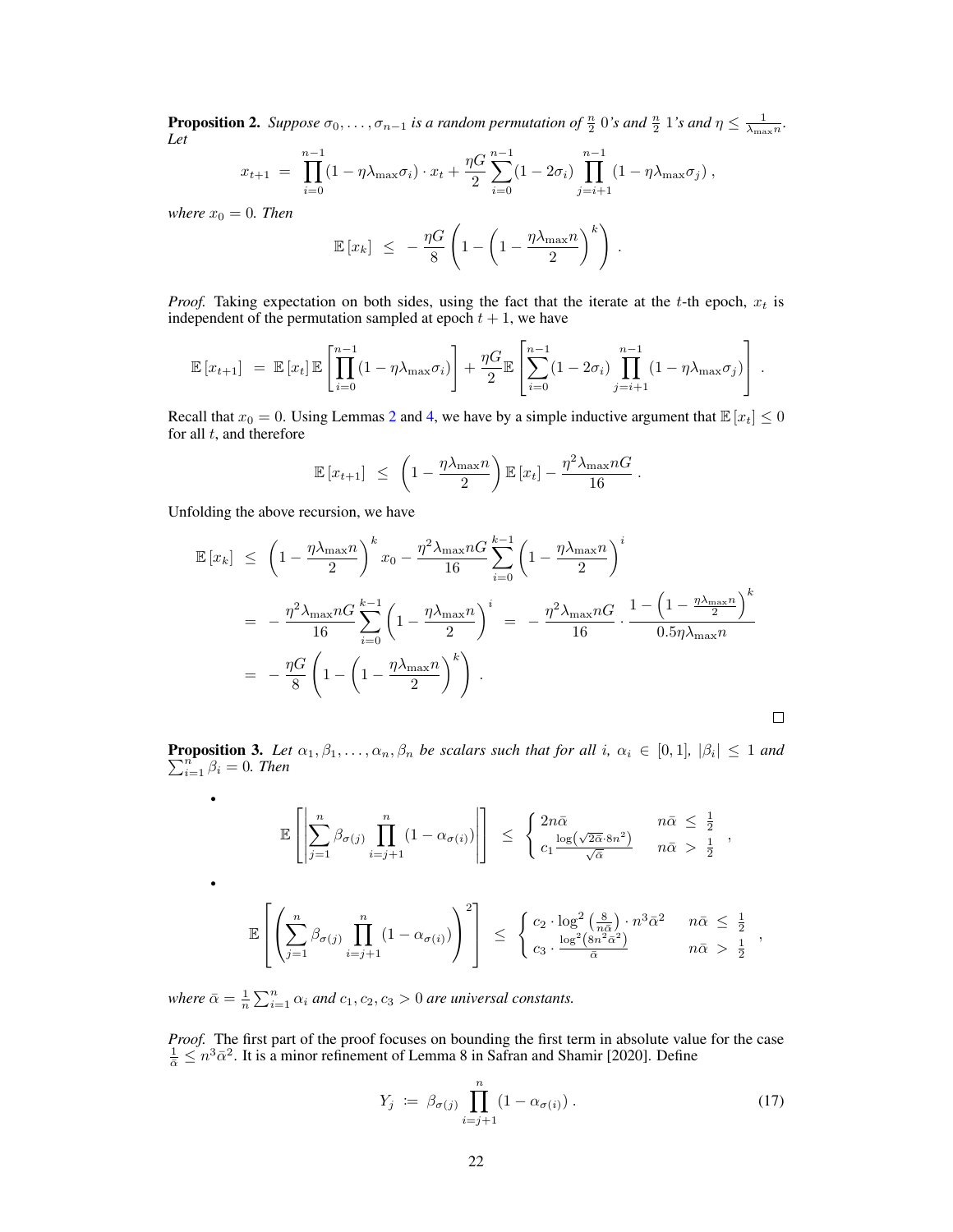**Proposition 2.** *Suppose $\sigma_0, \ldots, \sigma_{n-1}$ is a random permutation of $\frac{n}{2}$ 0's and $\frac{n}{2}$ 1's and $\eta \leq \frac{1}{\lambda_{\max} n}$. Let*

$$x_{t+1} \;=\; \prod_{i=0}^{n-1}(1-\eta\lambda_{\max}\sigma_i)\cdot x_t + \frac{\eta G}{2}\sum_{i=0}^{n-1}(1-2\sigma_i)\prod_{j=i+1}^{n-1}(1-\eta\lambda_{\max}\sigma_j)\,,$$

*where $x_0 = 0$. Then*

$$\mathbb{E}\left[x_k\right] \;\leq\; -\frac{\eta G}{8}\left(1-\left(1-\frac{\eta\lambda_{\max}n}{2}\right)^k\right)\,.$$

*Proof.* Taking expectation on both sides, using the fact that the iterate at the $t$-th epoch, $x_t$ is independent of the permutation sampled at epoch $t+1$, we have

$$\mathbb{E}\left[x_{t+1}\right] \;=\; \mathbb{E}\left[x_t\right]\mathbb{E}\left[\prod_{i=0}^{n-1}(1-\eta\lambda_{\max}\sigma_i)\right] + \frac{\eta G}{2}\mathbb{E}\left[\sum_{i=0}^{n-1}(1-2\sigma_i)\prod_{j=i+1}^{n-1}(1-\eta\lambda_{\max}\sigma_j)\right]\,.$$

Recall that $x_0 = 0$. Using Lemmas 2 and 4, we have by a simple inductive argument that $\mathbb{E}\left[x_t\right] \leq 0$ for all $t$, and therefore

$$\mathbb{E}\left[x_{t+1}\right] \;\leq\; \left(1-\frac{\eta\lambda_{\max}n}{2}\right)\mathbb{E}\left[x_t\right] - \frac{\eta^2\lambda_{\max}nG}{16}\,.$$

Unfolding the above recursion, we have

$$\begin{aligned}
\mathbb{E}\left[x_k\right] \;&\leq\; \left(1-\frac{\eta\lambda_{\max}n}{2}\right)^k x_0 - \frac{\eta^2\lambda_{\max}nG}{16}\sum_{i=0}^{k-1}\left(1-\frac{\eta\lambda_{\max}n}{2}\right)^i \\
&=\; -\frac{\eta^2\lambda_{\max}nG}{16}\sum_{i=0}^{k-1}\left(1-\frac{\eta\lambda_{\max}n}{2}\right)^i \;=\; -\frac{\eta^2\lambda_{\max}nG}{16}\cdot\frac{1-\left(1-\frac{\eta\lambda_{\max}n}{2}\right)^k}{0.5\eta\lambda_{\max}n} \\
&=\; -\frac{\eta G}{8}\left(1-\left(1-\frac{\eta\lambda_{\max}n}{2}\right)^k\right)\,.
\end{aligned}$$

□

**Proposition 3.** *Let $\alpha_1, \beta_1, \ldots, \alpha_n, \beta_n$ be scalars such that for all $i$, $\alpha_i \in [0,1]$, $|\beta_i| \leq 1$ and $\sum_{i=1}^n \beta_i = 0$. Then*

- $$\mathbb{E}\left[\left|\sum_{j=1}^n \beta_{\sigma(j)}\prod_{i=j+1}^n\left(1-\alpha_{\sigma(i)}\right)\right|\right] \;\leq\; \begin{cases} 2n\bar{\alpha} & n\bar{\alpha} \;\leq\; \frac{1}{2} \\ c_1\frac{\log\left(\sqrt{2\bar{\alpha}}\cdot 8n^2\right)}{\sqrt{\bar{\alpha}}} & n\bar{\alpha} \;>\; \frac{1}{2} \end{cases}\,,$$

- $$\mathbb{E}\left[\left(\sum_{j=1}^n \beta_{\sigma(j)}\prod_{i=j+1}^n\left(1-\alpha_{\sigma(i)}\right)\right)^2\right] \;\leq\; \begin{cases} c_2\cdot\log^2\left(\frac{8}{n\bar{\alpha}}\right)\cdot n^3\bar{\alpha}^2 & n\bar{\alpha} \;\leq\; \frac{1}{2} \\ c_3\cdot\frac{\log^2\left(8n^2\bar{\alpha}^2\right)}{\bar{\alpha}} & n\bar{\alpha} \;>\; \frac{1}{2} \end{cases}\,,$$

*where $\bar{\alpha} = \frac{1}{n}\sum_{i=1}^n \alpha_i$ and $c_1, c_2, c_3 > 0$ are universal constants.*

*Proof.* The first part of the proof focuses on bounding the first term in absolute value for the case $\frac{1}{\bar{\alpha}} \leq n^3\bar{\alpha}^2$. It is a minor refinement of Lemma 8 in Safran and Shamir [2020]. Define

$$Y_j \;\coloneqq\; \beta_{\sigma(j)}\prod_{i=j+1}^n\left(1-\alpha_{\sigma(i)}\right)\,. \tag{17}$$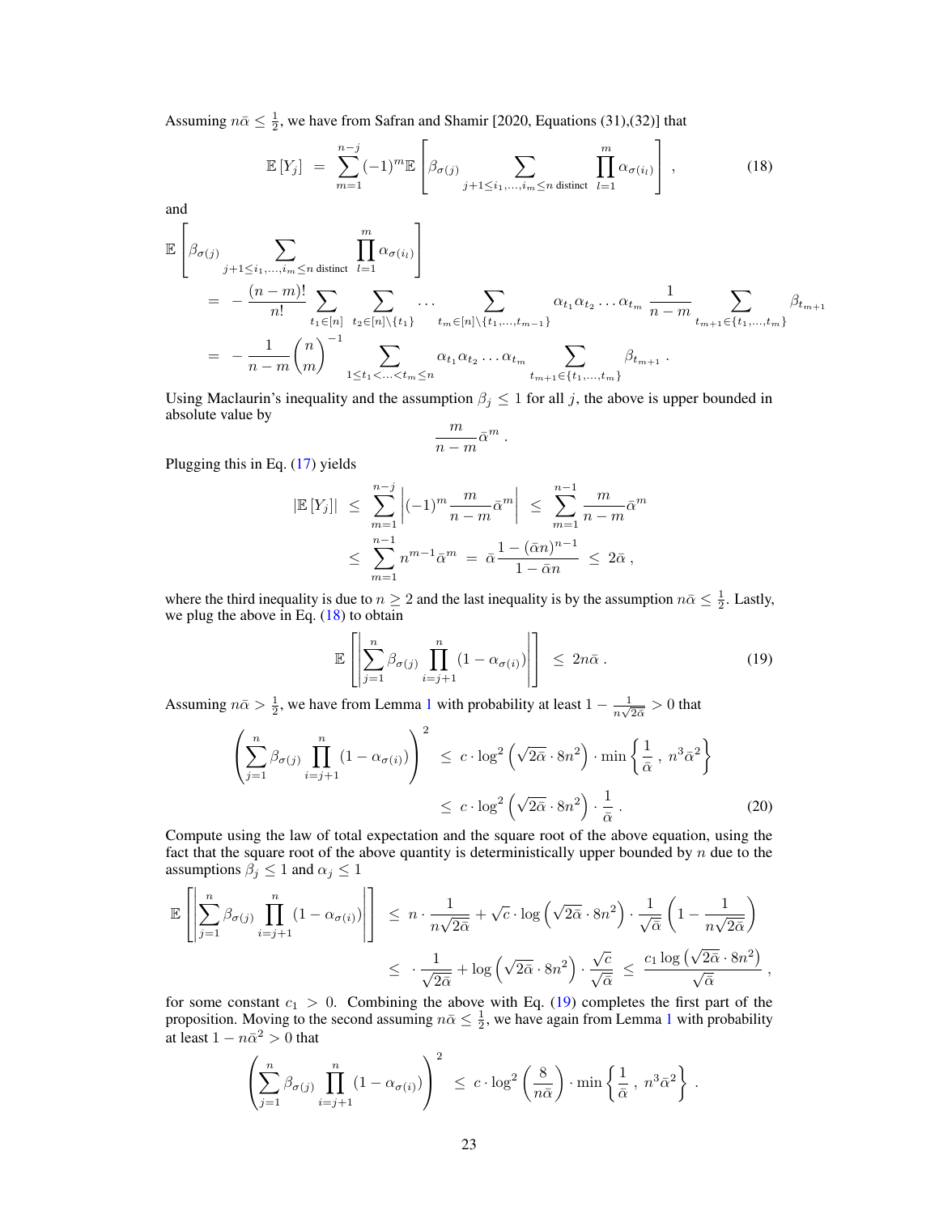Assuming $n\bar{\alpha} \leq \frac{1}{2}$, we have from Safran and Shamir [2020, Equations (31),(32)] that

$$\mathbb{E}[Y_j] \;=\; \sum_{m=1}^{n-j}(-1)^m \mathbb{E}\left[\beta_{\sigma(j)} \sum_{j+1\leq i_1,\ldots,i_m\leq n \text{ distinct}} \prod_{l=1}^{m} \alpha_{\sigma(i_l)}\right], \tag{18}$$

and

$$\begin{aligned}
&\mathbb{E}\left[\beta_{\sigma(j)} \sum_{j+1\leq i_1,\ldots,i_m\leq n \text{ distinct}} \prod_{l=1}^{m} \alpha_{\sigma(i_l)}\right] \\
&\quad= -\frac{(n-m)!}{n!}\sum_{t_1\in[n]}\;\sum_{t_2\in[n]\setminus\{t_1\}}\cdots\sum_{t_m\in[n]\setminus\{t_1,\ldots,t_{m-1}\}} \alpha_{t_1}\alpha_{t_2}\ldots\alpha_{t_m}\,\frac{1}{n-m}\sum_{t_{m+1}\in\{t_1,\ldots,t_m\}}\beta_{t_{m+1}} \\
&\quad= -\frac{1}{n-m}\binom{n}{m}^{-1}\sum_{1\leq t_1<\ldots<t_m\leq n}\alpha_{t_1}\alpha_{t_2}\ldots\alpha_{t_m}\sum_{t_{m+1}\in\{t_1,\ldots,t_m\}}\beta_{t_{m+1}}\,.
\end{aligned}$$

Using Maclaurin's inequality and the assumption $\beta_j \leq 1$ for all $j$, the above is upper bounded in absolute value by

$$\frac{m}{n-m}\bar{\alpha}^m\,.$$

Plugging this in Eq. (17) yields

$$\begin{aligned}
|\mathbb{E}[Y_j]| \;&\leq\; \sum_{m=1}^{n-j}\left|(-1)^m\frac{m}{n-m}\bar{\alpha}^m\right| \;\leq\; \sum_{m=1}^{n-1}\frac{m}{n-m}\bar{\alpha}^m \\
&\leq\; \sum_{m=1}^{n-1} n^{m-1}\bar{\alpha}^m \;=\; \bar{\alpha}\frac{1-(\bar{\alpha}n)^{n-1}}{1-\bar{\alpha}n} \;\leq\; 2\bar{\alpha}\,,
\end{aligned}$$

where the third inequality is due to $n\geq 2$ and the last inequality is by the assumption $n\bar{\alpha}\leq\frac{1}{2}$. Lastly, we plug the above in Eq. (18) to obtain

$$\mathbb{E}\left[\left|\sum_{j=1}^{n}\beta_{\sigma(j)}\prod_{i=j+1}^{n}(1-\alpha_{\sigma(i)})\right|\right] \;\leq\; 2n\bar{\alpha}\,. \tag{19}$$

Assuming $n\bar{\alpha} > \frac{1}{2}$, we have from Lemma 1 with probability at least $1-\frac{1}{n\sqrt{2\bar{\alpha}}} > 0$ that

$$\begin{aligned}
\left(\sum_{j=1}^{n}\beta_{\sigma(j)}\prod_{i=j+1}^{n}(1-\alpha_{\sigma(i)})\right)^2 \;&\leq\; c\cdot\log^2\left(\sqrt{2\bar{\alpha}}\cdot 8n^2\right)\cdot\min\left\{\frac{1}{\bar{\alpha}}\,,\; n^3\bar{\alpha}^2\right\} \\
&\leq\; c\cdot\log^2\left(\sqrt{2\bar{\alpha}}\cdot 8n^2\right)\cdot\frac{1}{\bar{\alpha}}\,.
\end{aligned} \tag{20}$$

Compute using the law of total expectation and the square root of the above equation, using the fact that the square root of the above quantity is deterministically upper bounded by $n$ due to the assumptions $\beta_j \leq 1$ and $\alpha_j \leq 1$

$$\begin{aligned}
\mathbb{E}\left[\left|\sum_{j=1}^{n}\beta_{\sigma(j)}\prod_{i=j+1}^{n}(1-\alpha_{\sigma(i)})\right|\right] \;&\leq\; n\cdot\frac{1}{n\sqrt{2\bar{\alpha}}} + \sqrt{c}\cdot\log\left(\sqrt{2\bar{\alpha}}\cdot 8n^2\right)\cdot\frac{1}{\sqrt{\bar{\alpha}}}\left(1-\frac{1}{n\sqrt{2\bar{\alpha}}}\right) \\
&\leq\; \cdot\frac{1}{\sqrt{2\bar{\alpha}}} + \log\left(\sqrt{2\bar{\alpha}}\cdot 8n^2\right)\cdot\frac{\sqrt{c}}{\sqrt{\bar{\alpha}}} \;\leq\; \frac{c_1\log\left(\sqrt{2\bar{\alpha}}\cdot 8n^2\right)}{\sqrt{\bar{\alpha}}}\,,
\end{aligned}$$

for some constant $c_1 > 0$. Combining the above with Eq. (19) completes the first part of the proposition. Moving to the second assuming $n\bar{\alpha}\leq\frac{1}{2}$, we have again from Lemma 1 with probability at least $1-n\bar{\alpha}^2 > 0$ that

$$\left(\sum_{j=1}^{n}\beta_{\sigma(j)}\prod_{i=j+1}^{n}(1-\alpha_{\sigma(i)})\right)^2 \;\leq\; c\cdot\log^2\left(\frac{8}{n\bar{\alpha}}\right)\cdot\min\left\{\frac{1}{\bar{\alpha}}\,,\; n^3\bar{\alpha}^2\right\}.$$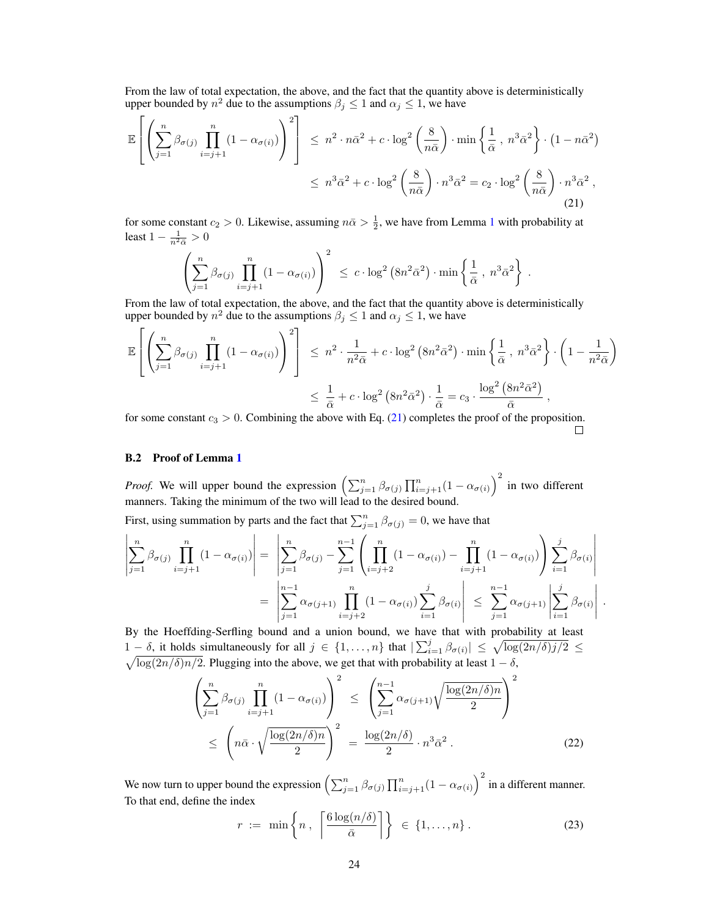From the law of total expectation, the above, and the fact that the quantity above is deterministically upper bounded by $n^2$ due to the assumptions $\beta_j \leq 1$ and $\alpha_j \leq 1$, we have

$$
\begin{aligned}
\mathbb{E}\left[\left(\sum_{j=1}^{n}\beta_{\sigma(j)}\prod_{i=j+1}^{n}(1-\alpha_{\sigma(i)})\right)^2\right] &\leq n^2 \cdot n\bar{\alpha}^2 + c\cdot\log^2\left(\frac{8}{n\bar{\alpha}}\right)\cdot\min\left\{\frac{1}{\bar{\alpha}}\,,\ n^3\bar{\alpha}^2\right\}\cdot\left(1-n\bar{\alpha}^2\right) \\
&\leq n^3\bar{\alpha}^2 + c\cdot\log^2\left(\frac{8}{n\bar{\alpha}}\right)\cdot n^3\bar{\alpha}^2 = c_2\cdot\log^2\left(\frac{8}{n\bar{\alpha}}\right)\cdot n^3\bar{\alpha}^2\,,
\end{aligned}
\tag{21}
$$

for some constant $c_2 > 0$. Likewise, assuming $n\bar{\alpha} > \frac{1}{2}$, we have from Lemma 1 with probability at least $1 - \frac{1}{n^2\bar{\alpha}} > 0$

$$
\left(\sum_{j=1}^{n}\beta_{\sigma(j)}\prod_{i=j+1}^{n}(1-\alpha_{\sigma(i)})\right)^2 \leq c\cdot\log^2\left(8n^2\bar{\alpha}^2\right)\cdot\min\left\{\frac{1}{\bar{\alpha}}\,,\ n^3\bar{\alpha}^2\right\}\,.
$$

From the law of total expectation, the above, and the fact that the quantity above is deterministically upper bounded by $n^2$ due to the assumptions $\beta_j \leq 1$ and $\alpha_j \leq 1$, we have

$$
\begin{aligned}
\mathbb{E}\left[\left(\sum_{j=1}^{n}\beta_{\sigma(j)}\prod_{i=j+1}^{n}(1-\alpha_{\sigma(i)})\right)^2\right] &\leq n^2\cdot\frac{1}{n^2\bar{\alpha}} + c\cdot\log^2\left(8n^2\bar{\alpha}^2\right)\cdot\min\left\{\frac{1}{\bar{\alpha}}\,,\ n^3\bar{\alpha}^2\right\}\cdot\left(1-\frac{1}{n^2\bar{\alpha}}\right) \\
&\leq \frac{1}{\bar{\alpha}} + c\cdot\log^2\left(8n^2\bar{\alpha}^2\right)\cdot\frac{1}{\bar{\alpha}} = c_3\cdot\frac{\log^2\left(8n^2\bar{\alpha}^2\right)}{\bar{\alpha}}\,,
\end{aligned}
$$

for some constant $c_3 > 0$. Combining the above with Eq. (21) completes the proof of the proposition. □

### B.2 Proof of Lemma 1

*Proof.* We will upper bound the expression $\left(\sum_{j=1}^{n}\beta_{\sigma(j)}\prod_{i=j+1}^{n}(1-\alpha_{\sigma(i)})\right)^2$ in two different manners. Taking the minimum of the two will lead to the desired bound.

First, using summation by parts and the fact that $\sum_{j=1}^{n}\beta_{\sigma(j)} = 0$, we have that

$$
\begin{aligned}
\left|\sum_{j=1}^{n}\beta_{\sigma(j)}\prod_{i=j+1}^{n}(1-\alpha_{\sigma(i)})\right| &= \left|\sum_{j=1}^{n}\beta_{\sigma(j)} - \sum_{j=1}^{n-1}\left(\prod_{i=j+2}^{n}(1-\alpha_{\sigma(i)}) - \prod_{i=j+1}^{n}(1-\alpha_{\sigma(i)})\right)\sum_{i=1}^{j}\beta_{\sigma(i)}\right| \\
&= \left|\sum_{j=1}^{n-1}\alpha_{\sigma(j+1)}\prod_{i=j+2}^{n}(1-\alpha_{\sigma(i)})\sum_{i=1}^{j}\beta_{\sigma(i)}\right| \leq \sum_{j=1}^{n-1}\alpha_{\sigma(j+1)}\left|\sum_{i=1}^{j}\beta_{\sigma(i)}\right|\,.
\end{aligned}
$$

By the Hoeffding-Serfling bound and a union bound, we have that with probability at least $1-\delta$, it holds simultaneously for all $j \in \{1,\ldots,n\}$ that $|\sum_{i=1}^{j}\beta_{\sigma(i)}| \leq \sqrt{\log(2n/\delta)j/2} \leq \sqrt{\log(2n/\delta)n/2}$. Plugging into the above, we get that with probability at least $1-\delta$,

$$
\begin{aligned}
\left(\sum_{j=1}^{n}\beta_{\sigma(j)}\prod_{i=j+1}^{n}(1-\alpha_{\sigma(i)})\right)^2 &\leq \left(\sum_{j=1}^{n-1}\alpha_{\sigma(j+1)}\sqrt{\frac{\log(2n/\delta)n}{2}}\right)^2 \\
&\leq \left(n\bar{\alpha}\cdot\sqrt{\frac{\log(2n/\delta)n}{2}}\right)^2 = \frac{\log(2n/\delta)}{2}\cdot n^3\bar{\alpha}^2\,.
\end{aligned}
\tag{22}
$$

We now turn to upper bound the expression $\left(\sum_{j=1}^{n}\beta_{\sigma(j)}\prod_{i=j+1}^{n}(1-\alpha_{\sigma(i)})\right)^2$ in a different manner. To that end, define the index

$$
r := \min\left\{n\,,\ \left\lceil\frac{6\log(n/\delta)}{\bar{\alpha}}\right\rceil\right\} \in \{1,\ldots,n\}\,. \tag{23}
$$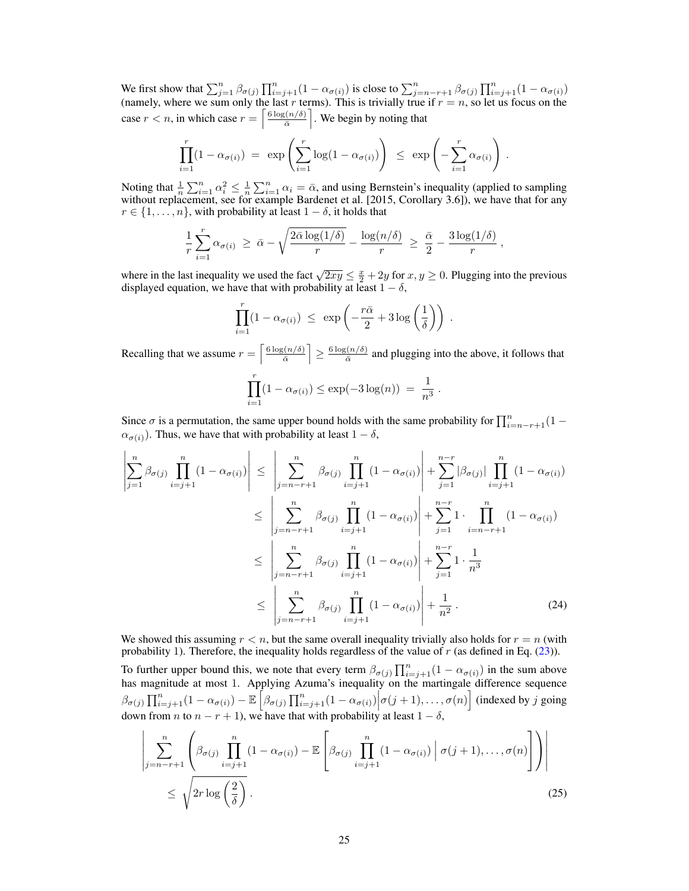We first show that $\sum_{j=1}^n \beta_{\sigma(j)} \prod_{i=j+1}^n (1-\alpha_{\sigma(i)})$ is close to $\sum_{j=n-r+1}^n \beta_{\sigma(j)} \prod_{i=j+1}^n (1-\alpha_{\sigma(i)})$ (namely, where we sum only the last $r$ terms). This is trivially true if $r = n$, so let us focus on the case $r < n$, in which case $r = \left\lceil \frac{6\log(n/\delta)}{\bar{\alpha}} \right\rceil$. We begin by noting that

$$\prod_{i=1}^r (1-\alpha_{\sigma(i)}) \;=\; \exp\left(\sum_{i=1}^r \log(1-\alpha_{\sigma(i)})\right) \;\leq\; \exp\left(-\sum_{i=1}^r \alpha_{\sigma(i)}\right) .$$

Noting that $\frac{1}{n}\sum_{i=1}^n \alpha_i^2 \leq \frac{1}{n}\sum_{i=1}^n \alpha_i = \bar{\alpha}$, and using Bernstein's inequality (applied to sampling without replacement, see for example Bardenet et al. [2015, Corollary 3.6]), we have that for any $r \in \{1, \ldots, n\}$, with probability at least $1-\delta$, it holds that

$$\frac{1}{r}\sum_{i=1}^r \alpha_{\sigma(i)} \;\geq\; \bar{\alpha} - \sqrt{\frac{2\bar{\alpha}\log(1/\delta)}{r}} - \frac{\log(n/\delta)}{r} \;\geq\; \frac{\bar{\alpha}}{2} - \frac{3\log(1/\delta)}{r} ,$$

where in the last inequality we used the fact $\sqrt{2xy} \leq \frac{x}{2} + 2y$ for $x, y \geq 0$. Plugging into the previous displayed equation, we have that with probability at least $1-\delta$,

$$\prod_{i=1}^r (1-\alpha_{\sigma(i)}) \;\leq\; \exp\left(-\frac{r\bar{\alpha}}{2} + 3\log\left(\frac{1}{\delta}\right)\right) .$$

Recalling that we assume $r = \left\lceil \frac{6\log(n/\delta)}{\bar{\alpha}} \right\rceil \geq \frac{6\log(n/\delta)}{\bar{\alpha}}$ and plugging into the above, it follows that

$$\prod_{i=1}^r (1-\alpha_{\sigma(i)}) \leq \exp(-3\log(n)) \;=\; \frac{1}{n^3} .$$

Since $\sigma$ is a permutation, the same upper bound holds with the same probability for $\prod_{i=n-r+1}^n (1-\alpha_{\sigma(i)})$. Thus, we have that with probability at least $1-\delta$,

$$\begin{aligned}
\left|\sum_{j=1}^n \beta_{\sigma(j)} \prod_{i=j+1}^n (1-\alpha_{\sigma(i)})\right| \;&\leq\; \left|\sum_{j=n-r+1}^n \beta_{\sigma(j)} \prod_{i=j+1}^n (1-\alpha_{\sigma(i)})\right| + \sum_{j=1}^{n-r} |\beta_{\sigma(j)}| \prod_{i=j+1}^n (1-\alpha_{\sigma(i)}) \\
&\leq\; \left|\sum_{j=n-r+1}^n \beta_{\sigma(j)} \prod_{i=j+1}^n (1-\alpha_{\sigma(i)})\right| + \sum_{j=1}^{n-r} 1 \cdot \prod_{i=n-r+1}^n (1-\alpha_{\sigma(i)}) \\
&\leq\; \left|\sum_{j=n-r+1}^n \beta_{\sigma(j)} \prod_{i=j+1}^n (1-\alpha_{\sigma(i)})\right| + \sum_{j=1}^{n-r} 1 \cdot \frac{1}{n^3} \\
&\leq\; \left|\sum_{j=n-r+1}^n \beta_{\sigma(j)} \prod_{i=j+1}^n (1-\alpha_{\sigma(i)})\right| + \frac{1}{n^2} . \qquad (24)
\end{aligned}$$

We showed this assuming $r < n$, but the same overall inequality trivially also holds for $r = n$ (with probability 1). Therefore, the inequality holds regardless of the value of $r$ (as defined in Eq. (23)).

To further upper bound this, we note that every term $\beta_{\sigma(j)} \prod_{i=j+1}^n (1-\alpha_{\sigma(i)})$ in the sum above has magnitude at most 1. Applying Azuma's inequality on the martingale difference sequence $\beta_{\sigma(j)} \prod_{i=j+1}^n (1-\alpha_{\sigma(i)}) - \mathbb{E}\left[\beta_{\sigma(j)} \prod_{i=j+1}^n (1-\alpha_{\sigma(i)}) \middle| \sigma(j+1), \ldots, \sigma(n)\right]$ (indexed by $j$ going down from $n$ to $n-r+1$), we have that with probability at least $1-\delta$,

$$\begin{aligned}
&\left|\sum_{j=n-r+1}^n \left(\beta_{\sigma(j)} \prod_{i=j+1}^n (1-\alpha_{\sigma(i)}) - \mathbb{E}\left[\beta_{\sigma(j)} \prod_{i=j+1}^n (1-\alpha_{\sigma(i)}) \;\middle|\; \sigma(j+1), \ldots, \sigma(n)\right]\right)\right| \\
&\qquad \leq\; \sqrt{2r\log\left(\frac{2}{\delta}\right)} . \qquad (25)
\end{aligned}$$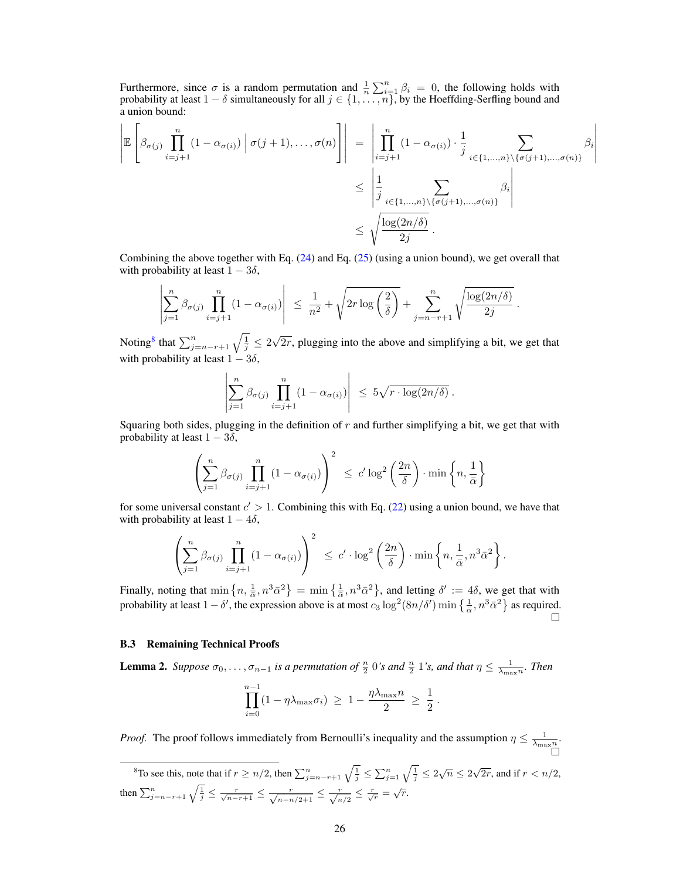Furthermore, since $\sigma$ is a random permutation and $\frac{1}{n}\sum_{i=1}^{n}\beta_i = 0$, the following holds with probability at least $1-\delta$ simultaneously for all $j \in \{1,\dots,n\}$, by the Hoeffding-Serfling bound and a union bound:

$$
\begin{aligned}
\left|\mathbb{E}\left[\beta_{\sigma(j)}\prod_{i=j+1}^{n}(1-\alpha_{\sigma(i)})\;\middle|\;\sigma(j+1),\dots,\sigma(n)\right]\right| &= \left|\prod_{i=j+1}^{n}(1-\alpha_{\sigma(i)})\cdot\frac{1}{j}\sum_{i\in\{1,\dots,n\}\setminus\{\sigma(j+1),\dots,\sigma(n)\}}\beta_i\right| \\
&\le \left|\frac{1}{j}\sum_{i\in\{1,\dots,n\}\setminus\{\sigma(j+1),\dots,\sigma(n)\}}\beta_i\right| \\
&\le \sqrt{\frac{\log(2n/\delta)}{2j}}\,.
\end{aligned}
$$

Combining the above together with Eq. (24) and Eq. (25) (using a union bound), we get overall that with probability at least $1-3\delta$,

$$
\left|\sum_{j=1}^{n}\beta_{\sigma(j)}\prod_{i=j+1}^{n}(1-\alpha_{\sigma(i)})\right| \;\le\; \frac{1}{n^2}+\sqrt{2r\log\left(\frac{2}{\delta}\right)}+\sum_{j=n-r+1}^{n}\sqrt{\frac{\log(2n/\delta)}{2j}}\,.
$$

Noting[8] that $\sum_{j=n-r+1}^{n}\sqrt{\frac{1}{j}} \le 2\sqrt{2r}$, plugging into the above and simplifying a bit, we get that with probability at least $1-3\delta$,

$$
\left|\sum_{j=1}^{n}\beta_{\sigma(j)}\prod_{i=j+1}^{n}(1-\alpha_{\sigma(i)})\right| \;\le\; 5\sqrt{r\cdot\log(2n/\delta)}\,.
$$

Squaring both sides, plugging in the definition of $r$ and further simplifying a bit, we get that with probability at least $1-3\delta$,

$$
\left(\sum_{j=1}^{n}\beta_{\sigma(j)}\prod_{i=j+1}^{n}(1-\alpha_{\sigma(i)})\right)^2 \;\le\; c'\log^2\left(\frac{2n}{\delta}\right)\cdot\min\left\{n,\frac{1}{\bar{\alpha}}\right\}
$$

for some universal constant $c'>1$. Combining this with Eq. (22) using a union bound, we have that with probability at least $1-4\delta$,

$$
\left(\sum_{j=1}^{n}\beta_{\sigma(j)}\prod_{i=j+1}^{n}(1-\alpha_{\sigma(i)})\right)^2 \;\le\; c'\cdot\log^2\left(\frac{2n}{\delta}\right)\cdot\min\left\{n,\frac{1}{\bar{\alpha}},n^3\bar{\alpha}^2\right\}.
$$

Finally, noting that $\min\left\{n,\frac{1}{\bar{\alpha}},n^3\bar{\alpha}^2\right\} = \min\left\{\frac{1}{\bar{\alpha}},n^3\bar{\alpha}^2\right\}$, and letting $\delta' := 4\delta$, we get that with probability at least $1-\delta'$, the expression above is at most $c_3\log^2(8n/\delta')\min\left\{\frac{1}{\bar{\alpha}},n^3\bar{\alpha}^2\right\}$ as required. □

### B.3 Remaining Technical Proofs

**Lemma 2.** *Suppose $\sigma_0,\dots,\sigma_{n-1}$ is a permutation of $\frac{n}{2}$ 0's and $\frac{n}{2}$ 1's, and that $\eta \le \frac{1}{\lambda_{\max}n}$. Then*

$$
\prod_{i=0}^{n-1}(1-\eta\lambda_{\max}\sigma_i) \;\ge\; 1-\frac{\eta\lambda_{\max}n}{2} \;\ge\; \frac{1}{2}\,.
$$

*Proof.* The proof follows immediately from Bernoulli's inequality and the assumption $\eta \le \frac{1}{\lambda_{\max}n}$. □

---

[8] To see this, note that if $r \ge n/2$, then $\sum_{j=n-r+1}^{n}\sqrt{\frac{1}{j}} \le \sum_{j=1}^{n}\sqrt{\frac{1}{j}} \le 2\sqrt{n} \le 2\sqrt{2r}$, and if $r < n/2$, then $\sum_{j=n-r+1}^{n}\sqrt{\frac{1}{j}} \le \frac{r}{\sqrt{n-r+1}} \le \frac{r}{\sqrt{n-n/2+1}} \le \frac{r}{\sqrt{n/2}} \le \frac{r}{\sqrt{r}} = \sqrt{r}$.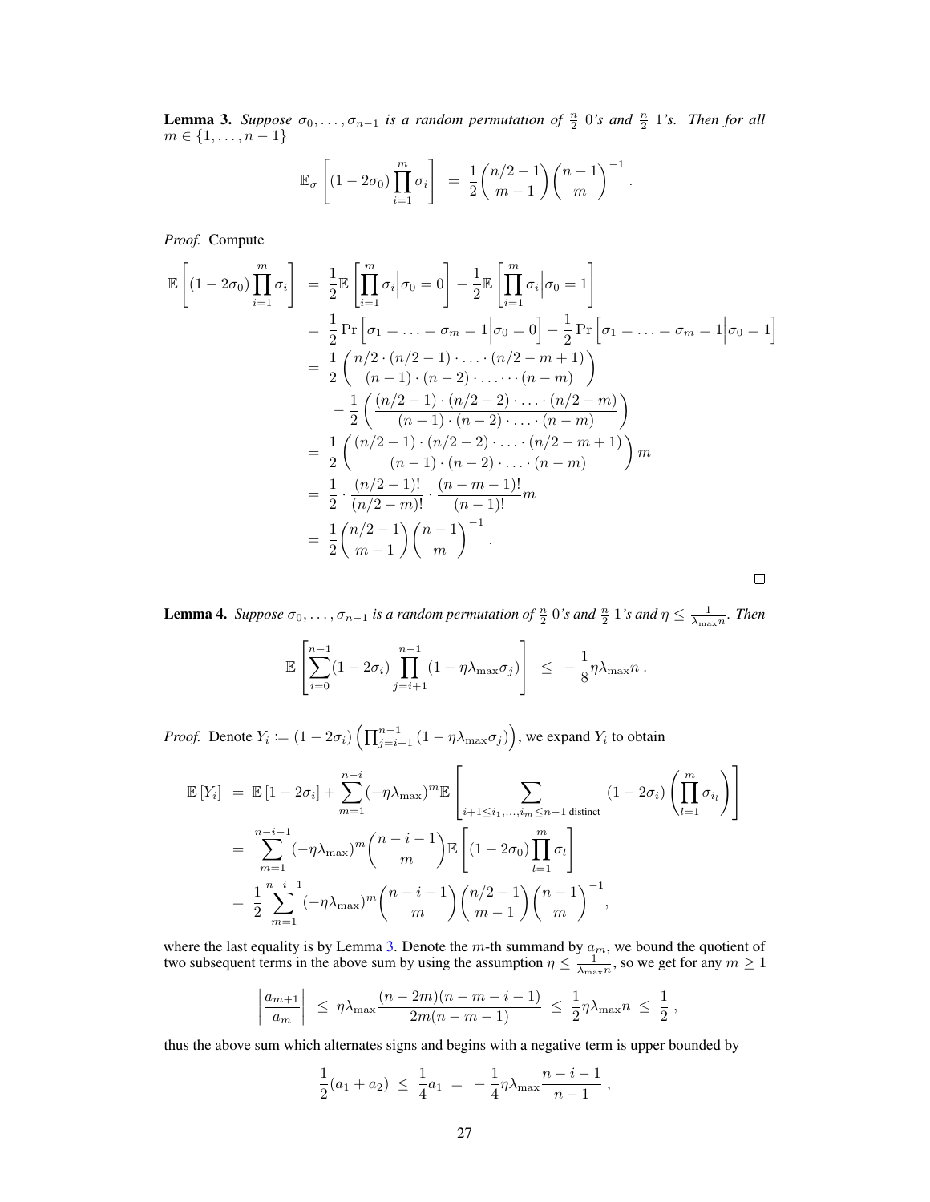**Lemma 3.** *Suppose $\sigma_0, \ldots, \sigma_{n-1}$ is a random permutation of $\frac{n}{2}$ 0's and $\frac{n}{2}$ 1's. Then for all $m \in \{1, \ldots, n-1\}$*

$$\mathbb{E}_\sigma \left[ (1 - 2\sigma_0) \prod_{i=1}^{m} \sigma_i \right] \;=\; \frac{1}{2} \binom{n/2-1}{m-1} \binom{n-1}{m}^{-1} .$$

*Proof.* Compute

$$\begin{aligned}
\mathbb{E}\left[ (1 - 2\sigma_0) \prod_{i=1}^{m} \sigma_i \right] \;&=\; \frac{1}{2} \mathbb{E}\left[ \prod_{i=1}^{m} \sigma_i \Big| \sigma_0 = 0 \right] - \frac{1}{2} \mathbb{E}\left[ \prod_{i=1}^{m} \sigma_i \Big| \sigma_0 = 1 \right] \\
&=\; \frac{1}{2} \Pr\left[ \sigma_1 = \ldots = \sigma_m = 1 \Big| \sigma_0 = 0 \right] - \frac{1}{2} \Pr\left[ \sigma_1 = \ldots = \sigma_m = 1 \Big| \sigma_0 = 1 \right] \\
&=\; \frac{1}{2} \left( \frac{n/2 \cdot (n/2-1) \cdot \ldots \cdot (n/2 - m + 1)}{(n-1) \cdot (n-2) \cdot \ldots \cdot \cdots (n-m)} \right) \\
&\quad - \frac{1}{2} \left( \frac{(n/2-1) \cdot (n/2-2) \cdot \ldots \cdot (n/2 - m)}{(n-1) \cdot (n-2) \cdot \ldots \cdot (n-m)} \right) \\
&=\; \frac{1}{2} \left( \frac{(n/2-1) \cdot (n/2-2) \cdot \ldots \cdot (n/2 - m + 1)}{(n-1) \cdot (n-2) \cdot \ldots \cdot (n-m)} \right) m \\
&=\; \frac{1}{2} \cdot \frac{(n/2-1)!}{(n/2-m)!} \cdot \frac{(n-m-1)!}{(n-1)!} m \\
&=\; \frac{1}{2} \binom{n/2-1}{m-1} \binom{n-1}{m}^{-1} .
\end{aligned}$$

$\square$

**Lemma 4.** *Suppose $\sigma_0, \ldots, \sigma_{n-1}$ is a random permutation of $\frac{n}{2}$ 0's and $\frac{n}{2}$ 1's and $\eta \le \frac{1}{\lambda_{\max} n}$. Then*

$$\mathbb{E}\left[ \sum_{i=0}^{n-1} (1 - 2\sigma_i) \prod_{j=i+1}^{n-1} (1 - \eta \lambda_{\max} \sigma_j) \right] \;\le\; -\frac{1}{8} \eta \lambda_{\max} n \,.$$

*Proof.* Denote $Y_i \coloneqq (1 - 2\sigma_i) \left( \prod_{j=i+1}^{n-1} (1 - \eta \lambda_{\max} \sigma_j) \right)$, we expand $Y_i$ to obtain

$$\begin{aligned}
\mathbb{E}[Y_i] \;&=\; \mathbb{E}[1 - 2\sigma_i] + \sum_{m=1}^{n-i} (-\eta \lambda_{\max})^m \mathbb{E}\left[ \sum_{i+1 \le i_1, \ldots, i_m \le n-1 \text{ distinct}} (1 - 2\sigma_i) \left( \prod_{l=1}^{m} \sigma_{i_l} \right) \right] \\
&=\; \sum_{m=1}^{n-i-1} (-\eta \lambda_{\max})^m \binom{n-i-1}{m} \mathbb{E}\left[ (1 - 2\sigma_0) \prod_{l=1}^{m} \sigma_l \right] \\
&=\; \frac{1}{2} \sum_{m=1}^{n-i-1} (-\eta \lambda_{\max})^m \binom{n-i-1}{m} \binom{n/2-1}{m-1} \binom{n-1}{m}^{-1},
\end{aligned}$$

where the last equality is by Lemma 3. Denote the $m$-th summand by $a_m$, we bound the quotient of two subsequent terms in the above sum by using the assumption $\eta \le \frac{1}{\lambda_{\max} n}$, so we get for any $m \ge 1$

$$\left| \frac{a_{m+1}}{a_m} \right| \;\le\; \eta \lambda_{\max} \frac{(n - 2m)(n - m - i - 1)}{2m(n - m - 1)} \;\le\; \frac{1}{2} \eta \lambda_{\max} n \;\le\; \frac{1}{2} \,,$$

thus the above sum which alternates signs and begins with a negative term is upper bounded by

$$\frac{1}{2}(a_1 + a_2) \;\le\; \frac{1}{4} a_1 \;=\; -\frac{1}{4} \eta \lambda_{\max} \frac{n - i - 1}{n - 1} \,,$$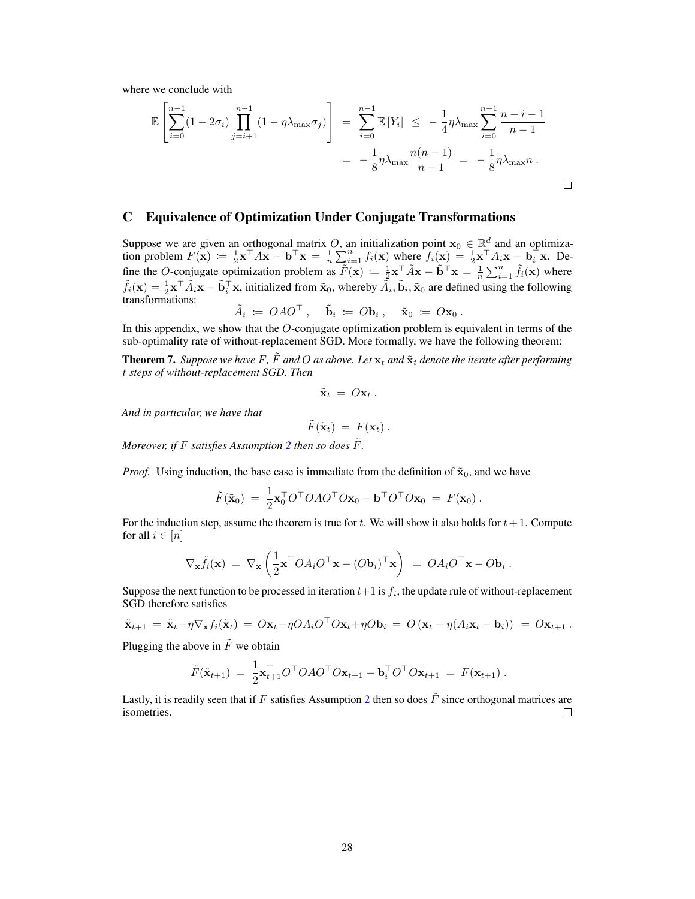where we conclude with

$$\mathbb{E}\left[\sum_{i=0}^{n-1}(1-2\sigma_i)\prod_{j=i+1}^{n-1}(1-\eta\lambda_{\max}\sigma_j)\right] \;=\; \sum_{i=0}^{n-1}\mathbb{E}\left[Y_i\right] \;\leq\; -\frac{1}{4}\eta\lambda_{\max}\sum_{i=0}^{n-1}\frac{n-i-1}{n-1}$$

$$= \; -\frac{1}{8}\eta\lambda_{\max}\frac{n(n-1)}{n-1} \;=\; -\frac{1}{8}\eta\lambda_{\max}n\,.$$

□

## C Equivalence of Optimization Under Conjugate Transformations

Suppose we are given an orthogonal matrix $O$, an initialization point $\mathbf{x}_0 \in \mathbb{R}^d$ and an optimization problem $F(\mathbf{x}) \coloneqq \frac{1}{2}\mathbf{x}^\top A\mathbf{x} - \mathbf{b}^\top\mathbf{x} = \frac{1}{n}\sum_{i=1}^n f_i(\mathbf{x})$ where $f_i(\mathbf{x}) = \frac{1}{2}\mathbf{x}^\top A_i\mathbf{x} - \mathbf{b}_i^\top\mathbf{x}$. Define the $O$-conjugate optimization problem as $\tilde{F}(\mathbf{x}) \coloneqq \frac{1}{2}\mathbf{x}^\top\tilde{A}\mathbf{x} - \tilde{\mathbf{b}}^\top\mathbf{x} = \frac{1}{n}\sum_{i=1}^n\tilde{f}_i(\mathbf{x})$ where $\tilde{f}_i(\mathbf{x}) = \frac{1}{2}\mathbf{x}^\top\tilde{A}_i\mathbf{x} - \tilde{\mathbf{b}}_i^\top\mathbf{x}$, initialized from $\tilde{\mathbf{x}}_0$, whereby $\tilde{A}_i, \tilde{\mathbf{b}}_i, \tilde{\mathbf{x}}_0$ are defined using the following transformations:

$$\tilde{A}_i \;\coloneqq\; OAO^\top\,, \quad \tilde{\mathbf{b}}_i \;\coloneqq\; O\mathbf{b}_i\,, \quad \tilde{\mathbf{x}}_0 \;\coloneqq\; O\mathbf{x}_0\,.$$

In this appendix, we show that the $O$-conjugate optimization problem is equivalent in terms of the sub-optimality rate of without-replacement SGD. More formally, we have the following theorem:

**Theorem 7.** *Suppose we have $F$, $\tilde{F}$ and $O$ as above. Let $\mathbf{x}_t$ and $\tilde{\mathbf{x}}_t$ denote the iterate after performing $t$ steps of without-replacement SGD. Then*

$$\tilde{\mathbf{x}}_t \;=\; O\mathbf{x}_t\,.$$

*And in particular, we have that*

$$\tilde{F}(\tilde{\mathbf{x}}_t) \;=\; F(\mathbf{x}_t)\,.$$

*Moreover, if $F$ satisfies Assumption 2 then so does $\tilde{F}$.*

*Proof.* Using induction, the base case is immediate from the definition of $\tilde{\mathbf{x}}_0$, and we have

$$\tilde{F}(\tilde{\mathbf{x}}_0) \;=\; \frac{1}{2}\mathbf{x}_0^\top O^\top OAO^\top O\mathbf{x}_0 - \mathbf{b}^\top O^\top O\mathbf{x}_0 \;=\; F(\mathbf{x}_0)\,.$$

For the induction step, assume the theorem is true for $t$. We will show it also holds for $t+1$. Compute for all $i \in [n]$

$$\nabla_{\mathbf{x}}\tilde{f}_i(\mathbf{x}) \;=\; \nabla_{\mathbf{x}}\left(\frac{1}{2}\mathbf{x}^\top OA_iO^\top\mathbf{x} - (O\mathbf{b}_i)^\top\mathbf{x}\right) \;=\; OA_iO^\top\mathbf{x} - O\mathbf{b}_i\,.$$

Suppose the next function to be processed in iteration $t+1$ is $f_i$, the update rule of without-replacement SGD therefore satisfies

$$\tilde{\mathbf{x}}_{t+1} \;=\; \tilde{\mathbf{x}}_t - \eta\nabla_{\mathbf{x}}\tilde{f}_i(\tilde{\mathbf{x}}_t) \;=\; O\mathbf{x}_t - \eta OA_iO^\top O\mathbf{x}_t + \eta O\mathbf{b}_i \;=\; O\left(\mathbf{x}_t - \eta(A_i\mathbf{x}_t - \mathbf{b}_i)\right) \;=\; O\mathbf{x}_{t+1}\,.$$

Plugging the above in $\tilde{F}$ we obtain

$$\tilde{F}(\tilde{\mathbf{x}}_{t+1}) \;=\; \frac{1}{2}\mathbf{x}_{t+1}^\top O^\top OAO^\top O\mathbf{x}_{t+1} - \mathbf{b}_i^\top O^\top O\mathbf{x}_{t+1} \;=\; F(\mathbf{x}_{t+1})\,.$$

Lastly, it is readily seen that if $F$ satisfies Assumption 2 then so does $\tilde{F}$ since orthogonal matrices are isometries. □